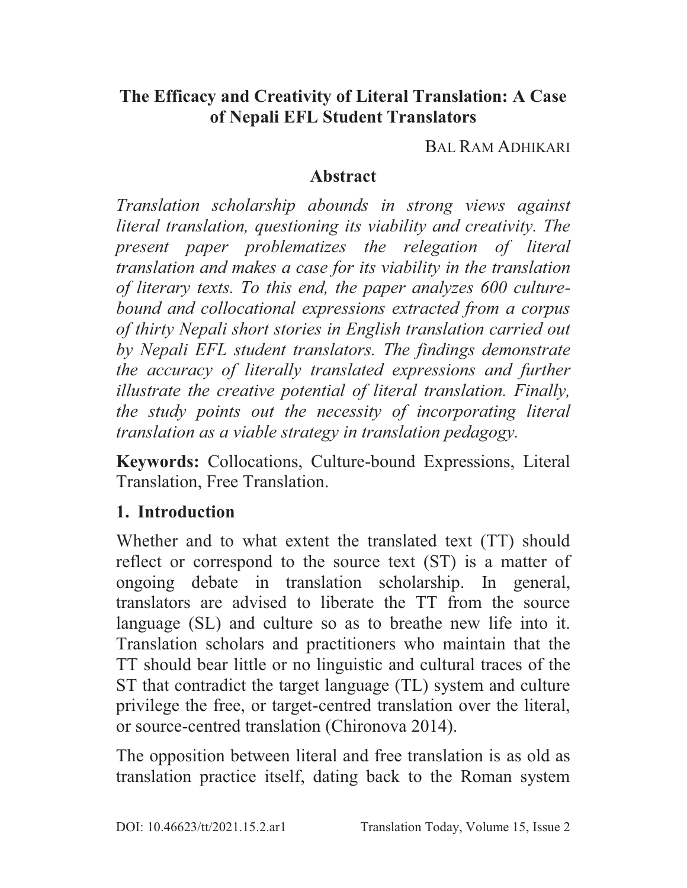# The Efficacy and Creativity of Literal Translation: A Case of Nepali EFL Student Translators

BAL RAM ADHIKARI

## Abstract

*Translation scholarship abounds in strong views against literal translation, questioning its viability and creativity. The present paper problematizes the relegation of literal translation and makes a case for its viability in the translation of literary texts. To this end, the paper analyzes 600 culture-bound and collocational expressions extracted from a corpus of thirty Nepali short stories in English translation carried out by Nepali EFL student translators. The findings demonstrate the accuracy of literally translated expressions and further illustrate the creative potential of literal translation. Finally, the study points out the necessity of incorporating literal translation as a viable strategy in translation pedagogy.*

**Keywords:** Collocations, Culture-bound Expressions, Literal Translation, Free Translation.

## 1. Introduction

Whether and to what extent the translated text (TT) should reflect or correspond to the source text (ST) is a matter of ongoing debate in translation scholarship. In general, translators are advised to liberate the TT from the source language (SL) and culture so as to breathe new life into it. Translation scholars and practitioners who maintain that the TT should bear little or no linguistic and cultural traces of the ST that contradict the target language (TL) system and culture privilege the free, or target-centred translation over the literal, or source-centred translation (Chironova 2014).

The opposition between literal and free translation is as old as translation practice itself, dating back to the Roman system

DOI: 10.46623/tt/2021.15.2.ar1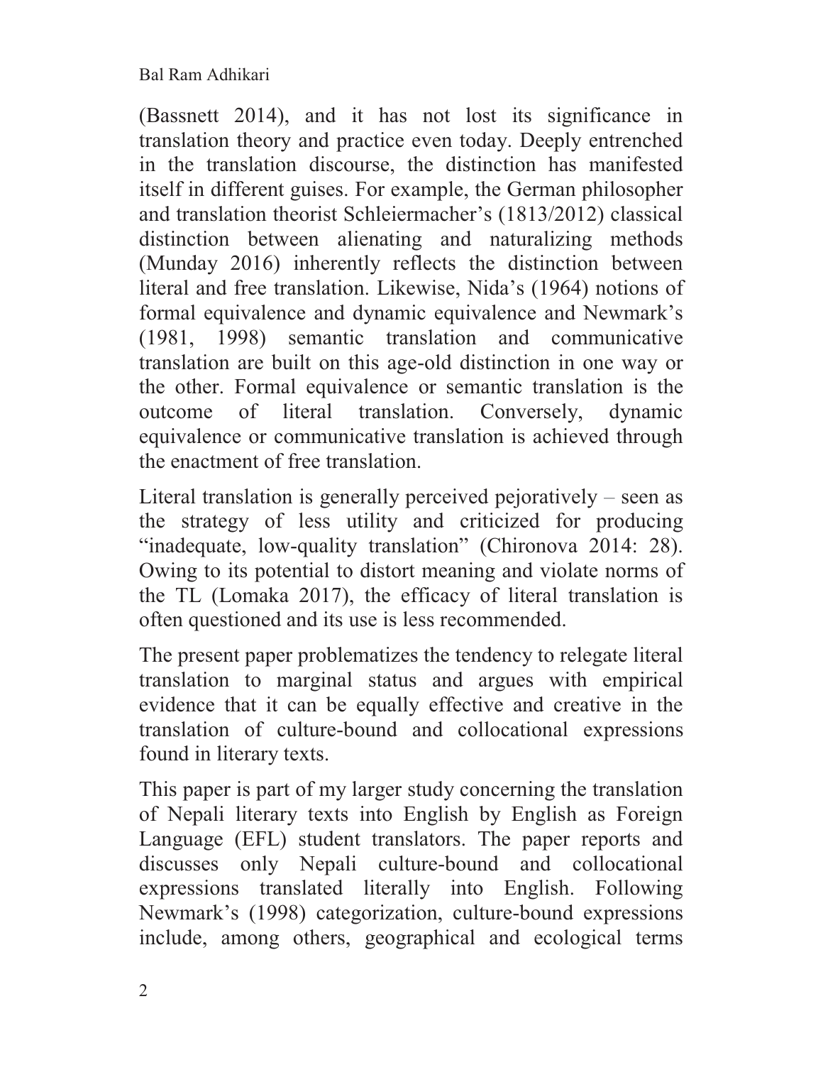(Bassnett 2014), and it has not lost its significance in translation theory and practice even today. Deeply entrenched in the translation discourse, the distinction has manifested itself in different guises. For example, the German philosopher and translation theorist Schleiermacher's (1813/2012) classical distinction between alienating and naturalizing methods (Munday 2016) inherently reflects the distinction between literal and free translation. Likewise, Nida's (1964) notions of formal equivalence and dynamic equivalence and Newmark's (1981, 1998) semantic translation and communicative translation are built on this age-old distinction in one way or the other. Formal equivalence or semantic translation is the outcome of literal translation. Conversely, dynamic equivalence or communicative translation is achieved through the enactment of free translation.

Literal translation is generally perceived pejoratively – seen as the strategy of less utility and criticized for producing "inadequate, low-quality translation" (Chironova 2014: 28). Owing to its potential to distort meaning and violate norms of the TL (Lomaka 2017), the efficacy of literal translation is often questioned and its use is less recommended.

The present paper problematizes the tendency to relegate literal translation to marginal status and argues with empirical evidence that it can be equally effective and creative in the translation of culture-bound and collocational expressions found in literary texts.

This paper is part of my larger study concerning the translation of Nepali literary texts into English by English as Foreign Language (EFL) student translators. The paper reports and discusses only Nepali culture-bound and collocational expressions translated literally into English. Following Newmark's (1998) categorization, culture-bound expressions include, among others, geographical and ecological terms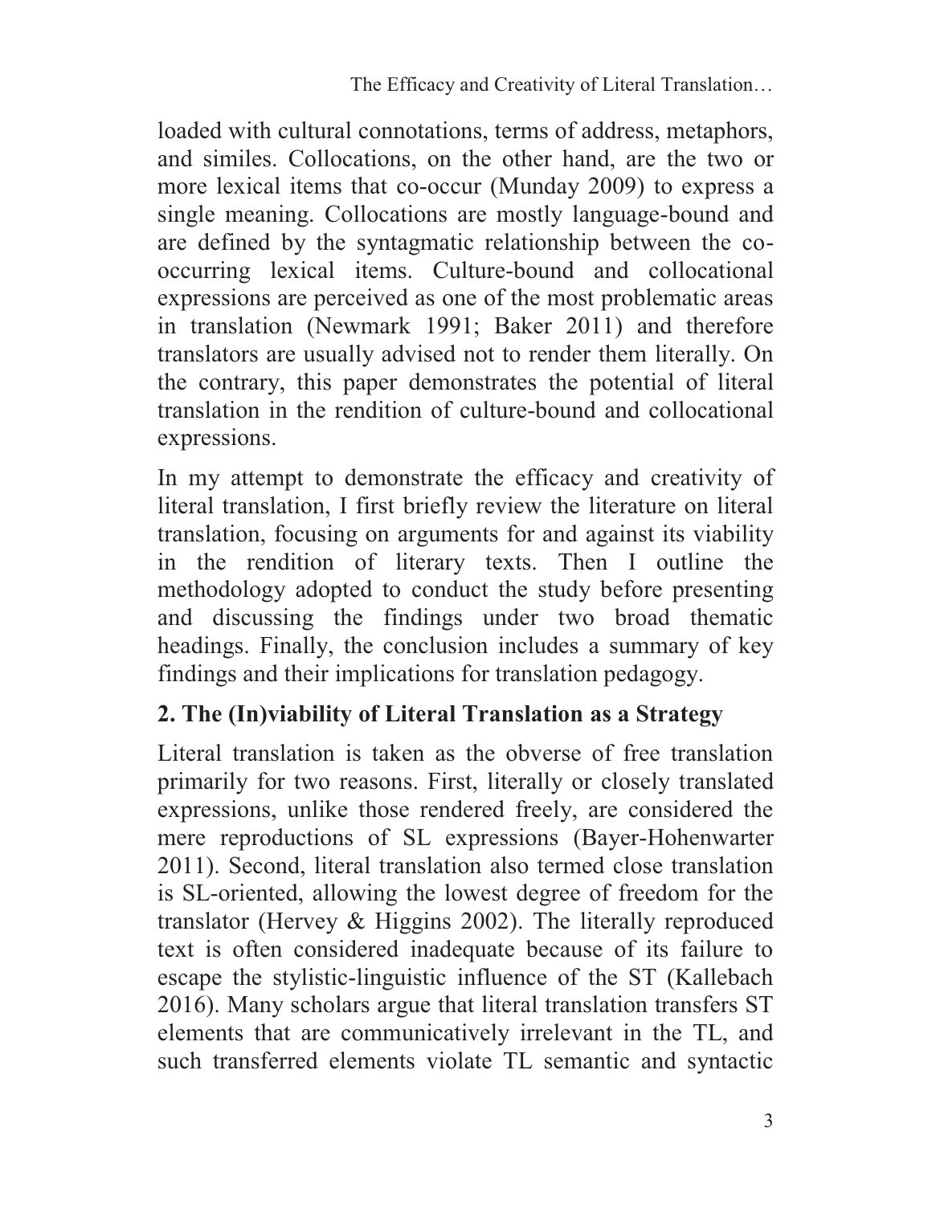loaded with cultural connotations, terms of address, metaphors, and similes. Collocations, on the other hand, are the two or more lexical items that co-occur (Munday 2009) to express a single meaning. Collocations are mostly language-bound and are defined by the syntagmatic relationship between the co-occurring lexical items. Culture-bound and collocational expressions are perceived as one of the most problematic areas in translation (Newmark 1991; Baker 2011) and therefore translators are usually advised not to render them literally. On the contrary, this paper demonstrates the potential of literal translation in the rendition of culture-bound and collocational expressions.

In my attempt to demonstrate the efficacy and creativity of literal translation, I first briefly review the literature on literal translation, focusing on arguments for and against its viability in the rendition of literary texts. Then I outline the methodology adopted to conduct the study before presenting and discussing the findings under two broad thematic headings. Finally, the conclusion includes a summary of key findings and their implications for translation pedagogy.

## 2. The (In)viability of Literal Translation as a Strategy

Literal translation is taken as the obverse of free translation primarily for two reasons. First, literally or closely translated expressions, unlike those rendered freely, are considered the mere reproductions of SL expressions (Bayer-Hohenwarter 2011). Second, literal translation also termed close translation is SL-oriented, allowing the lowest degree of freedom for the translator (Hervey & Higgins 2002). The literally reproduced text is often considered inadequate because of its failure to escape the stylistic-linguistic influence of the ST (Kallebach 2016). Many scholars argue that literal translation transfers ST elements that are communicatively irrelevant in the TL, and such transferred elements violate TL semantic and syntactic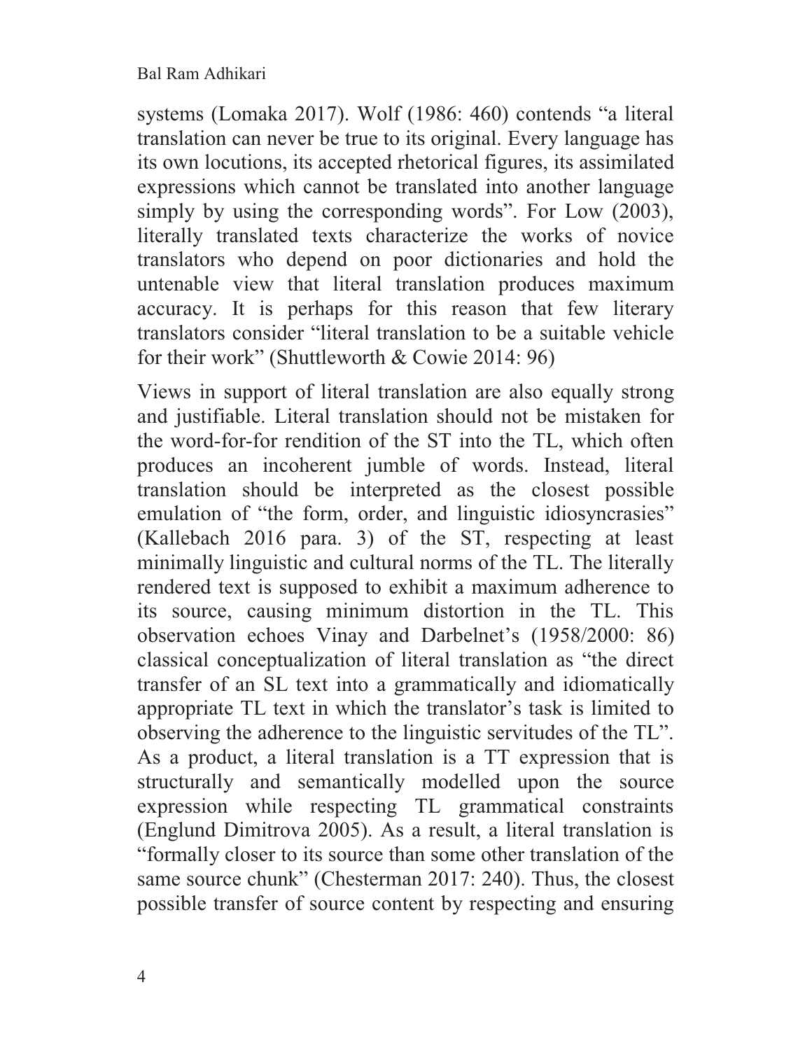systems (Lomaka 2017). Wolf (1986: 460) contends "a literal translation can never be true to its original. Every language has its own locutions, its accepted rhetorical figures, its assimilated expressions which cannot be translated into another language simply by using the corresponding words". For Low (2003), literally translated texts characterize the works of novice translators who depend on poor dictionaries and hold the untenable view that literal translation produces maximum accuracy. It is perhaps for this reason that few literary translators consider "literal translation to be a suitable vehicle for their work" (Shuttleworth & Cowie 2014: 96)

Views in support of literal translation are also equally strong and justifiable. Literal translation should not be mistaken for the word-for-for rendition of the ST into the TL, which often produces an incoherent jumble of words. Instead, literal translation should be interpreted as the closest possible emulation of "the form, order, and linguistic idiosyncrasies" (Kallebach 2016 para. 3) of the ST, respecting at least minimally linguistic and cultural norms of the TL. The literally rendered text is supposed to exhibit a maximum adherence to its source, causing minimum distortion in the TL. This observation echoes Vinay and Darbelnet's (1958/2000: 86) classical conceptualization of literal translation as "the direct transfer of an SL text into a grammatically and idiomatically appropriate TL text in which the translator's task is limited to observing the adherence to the linguistic servitudes of the TL". As a product, a literal translation is a TT expression that is structurally and semantically modelled upon the source expression while respecting TL grammatical constraints (Englund Dimitrova 2005). As a result, a literal translation is "formally closer to its source than some other translation of the same source chunk" (Chesterman 2017: 240). Thus, the closest possible transfer of source content by respecting and ensuring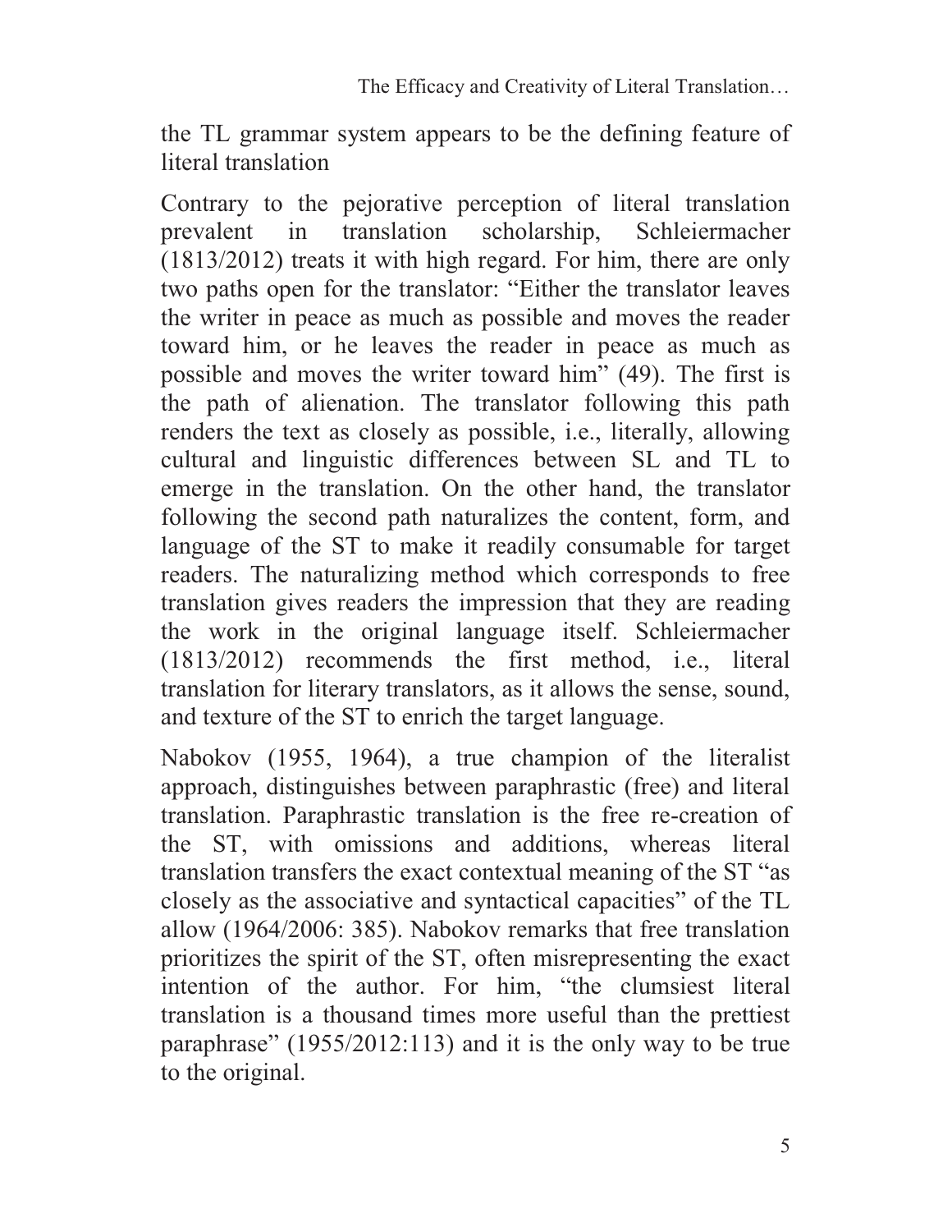the TL grammar system appears to be the defining feature of literal translation

Contrary to the pejorative perception of literal translation prevalent in translation scholarship, Schleiermacher (1813/2012) treats it with high regard. For him, there are only two paths open for the translator: "Either the translator leaves the writer in peace as much as possible and moves the reader toward him, or he leaves the reader in peace as much as possible and moves the writer toward him" (49). The first is the path of alienation. The translator following this path renders the text as closely as possible, i.e., literally, allowing cultural and linguistic differences between SL and TL to emerge in the translation. On the other hand, the translator following the second path naturalizes the content, form, and language of the ST to make it readily consumable for target readers. The naturalizing method which corresponds to free translation gives readers the impression that they are reading the work in the original language itself. Schleiermacher (1813/2012) recommends the first method, i.e., literal translation for literary translators, as it allows the sense, sound, and texture of the ST to enrich the target language.

Nabokov (1955, 1964), a true champion of the literalist approach, distinguishes between paraphrastic (free) and literal translation. Paraphrastic translation is the free re-creation of the ST, with omissions and additions, whereas literal translation transfers the exact contextual meaning of the ST "as closely as the associative and syntactical capacities" of the TL allow (1964/2006: 385). Nabokov remarks that free translation prioritizes the spirit of the ST, often misrepresenting the exact intention of the author. For him, "the clumsiest literal translation is a thousand times more useful than the prettiest paraphrase" (1955/2012:113) and it is the only way to be true to the original.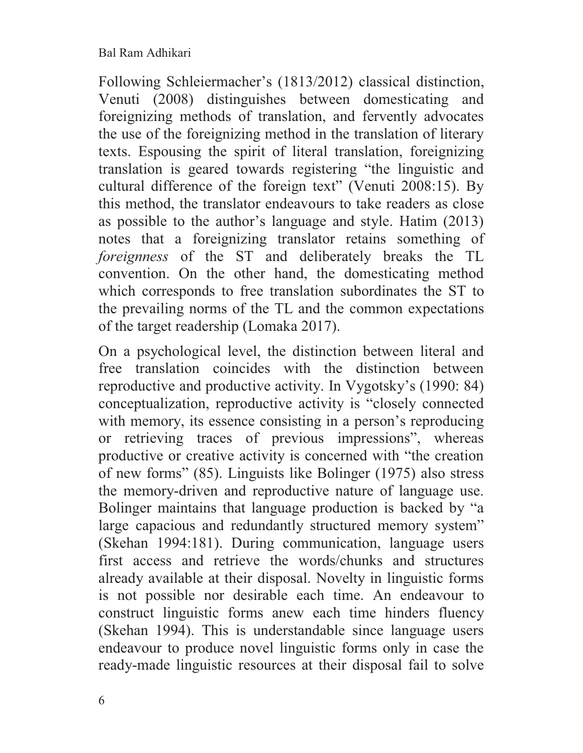Following Schleiermacher's (1813/2012) classical distinction, Venuti (2008) distinguishes between domesticating and foreignizing methods of translation, and fervently advocates the use of the foreignizing method in the translation of literary texts. Espousing the spirit of literal translation, foreignizing translation is geared towards registering "the linguistic and cultural difference of the foreign text" (Venuti 2008:15). By this method, the translator endeavours to take readers as close as possible to the author's language and style. Hatim (2013) notes that a foreignizing translator retains something of *foreignness* of the ST and deliberately breaks the TL convention. On the other hand, the domesticating method which corresponds to free translation subordinates the ST to the prevailing norms of the TL and the common expectations of the target readership (Lomaka 2017).

On a psychological level, the distinction between literal and free translation coincides with the distinction between reproductive and productive activity. In Vygotsky's (1990: 84) conceptualization, reproductive activity is "closely connected with memory, its essence consisting in a person's reproducing or retrieving traces of previous impressions", whereas productive or creative activity is concerned with "the creation of new forms" (85). Linguists like Bolinger (1975) also stress the memory-driven and reproductive nature of language use. Bolinger maintains that language production is backed by "a large capacious and redundantly structured memory system" (Skehan 1994:181). During communication, language users first access and retrieve the words/chunks and structures already available at their disposal. Novelty in linguistic forms is not possible nor desirable each time. An endeavour to construct linguistic forms anew each time hinders fluency (Skehan 1994). This is understandable since language users endeavour to produce novel linguistic forms only in case the ready-made linguistic resources at their disposal fail to solve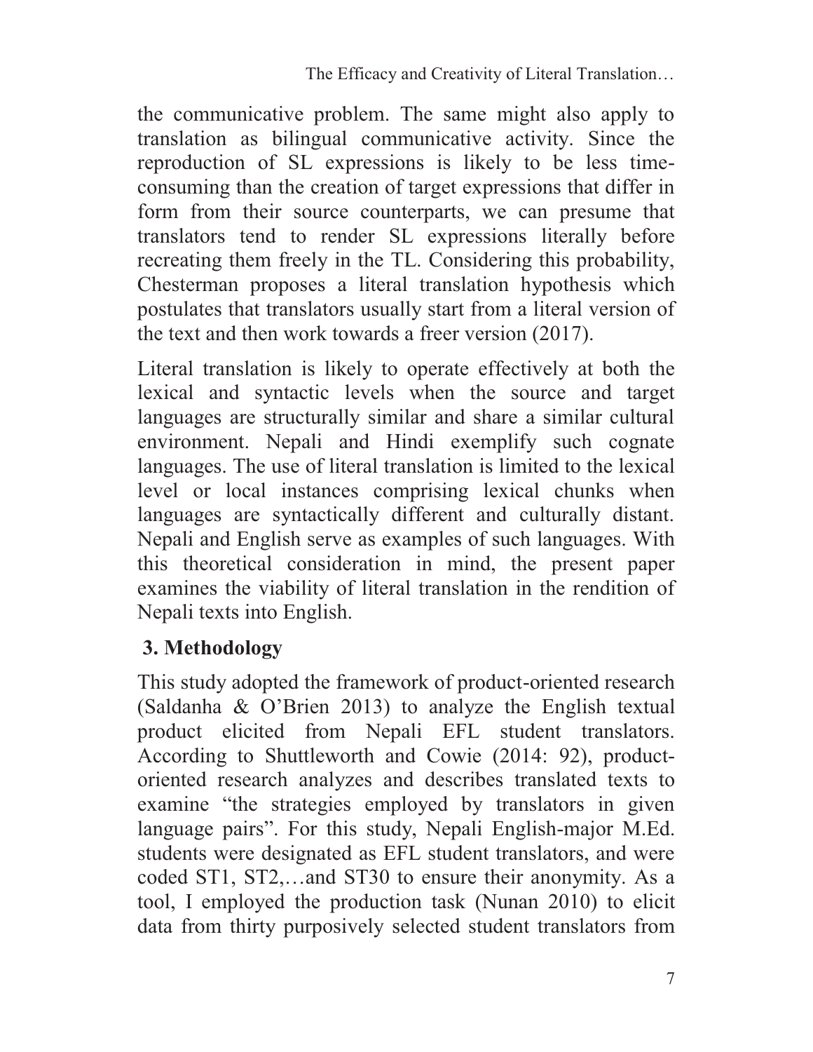the communicative problem. The same might also apply to translation as bilingual communicative activity. Since the reproduction of SL expressions is likely to be less time-consuming than the creation of target expressions that differ in form from their source counterparts, we can presume that translators tend to render SL expressions literally before recreating them freely in the TL. Considering this probability, Chesterman proposes a literal translation hypothesis which postulates that translators usually start from a literal version of the text and then work towards a freer version (2017).

Literal translation is likely to operate effectively at both the lexical and syntactic levels when the source and target languages are structurally similar and share a similar cultural environment. Nepali and Hindi exemplify such cognate languages. The use of literal translation is limited to the lexical level or local instances comprising lexical chunks when languages are syntactically different and culturally distant. Nepali and English serve as examples of such languages. With this theoretical consideration in mind, the present paper examines the viability of literal translation in the rendition of Nepali texts into English.

## 3. Methodology

This study adopted the framework of product-oriented research (Saldanha & O'Brien 2013) to analyze the English textual product elicited from Nepali EFL student translators. According to Shuttleworth and Cowie (2014: 92), product-oriented research analyzes and describes translated texts to examine "the strategies employed by translators in given language pairs". For this study, Nepali English-major M.Ed. students were designated as EFL student translators, and were coded ST1, ST2,…and ST30 to ensure their anonymity. As a tool, I employed the production task (Nunan 2010) to elicit data from thirty purposively selected student translators from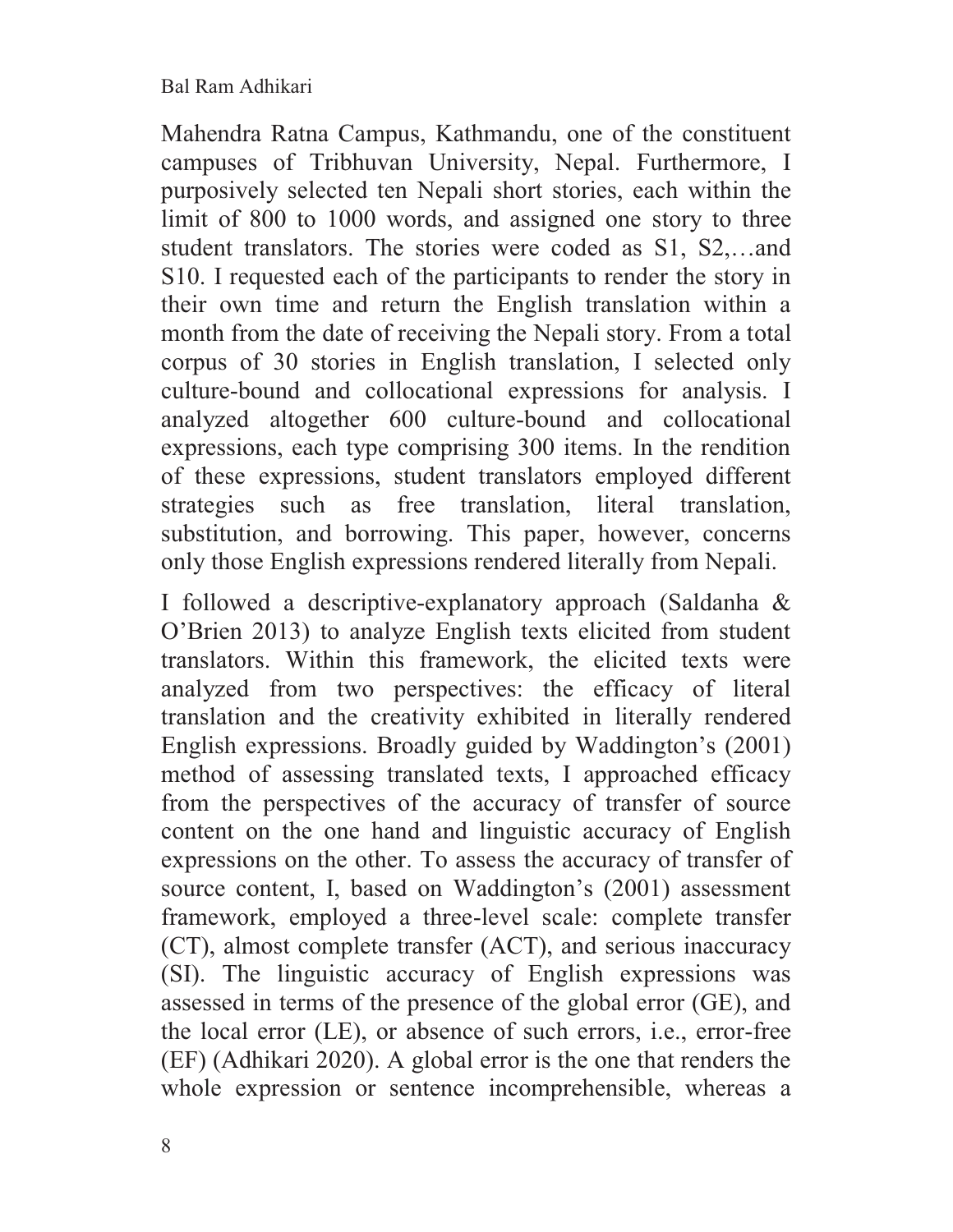Mahendra Ratna Campus, Kathmandu, one of the constituent campuses of Tribhuvan University, Nepal. Furthermore, I purposively selected ten Nepali short stories, each within the limit of 800 to 1000 words, and assigned one story to three student translators. The stories were coded as S1, S2,…and S10. I requested each of the participants to render the story in their own time and return the English translation within a month from the date of receiving the Nepali story. From a total corpus of 30 stories in English translation, I selected only culture-bound and collocational expressions for analysis. I analyzed altogether 600 culture-bound and collocational expressions, each type comprising 300 items. In the rendition of these expressions, student translators employed different strategies such as free translation, literal translation, substitution, and borrowing. This paper, however, concerns only those English expressions rendered literally from Nepali.

I followed a descriptive-explanatory approach (Saldanha & O'Brien 2013) to analyze English texts elicited from student translators. Within this framework, the elicited texts were analyzed from two perspectives: the efficacy of literal translation and the creativity exhibited in literally rendered English expressions. Broadly guided by Waddington's (2001) method of assessing translated texts, I approached efficacy from the perspectives of the accuracy of transfer of source content on the one hand and linguistic accuracy of English expressions on the other. To assess the accuracy of transfer of source content, I, based on Waddington's (2001) assessment framework, employed a three-level scale: complete transfer (CT), almost complete transfer (ACT), and serious inaccuracy (SI). The linguistic accuracy of English expressions was assessed in terms of the presence of the global error (GE), and the local error (LE), or absence of such errors, i.e., error-free (EF) (Adhikari 2020). A global error is the one that renders the whole expression or sentence incomprehensible, whereas a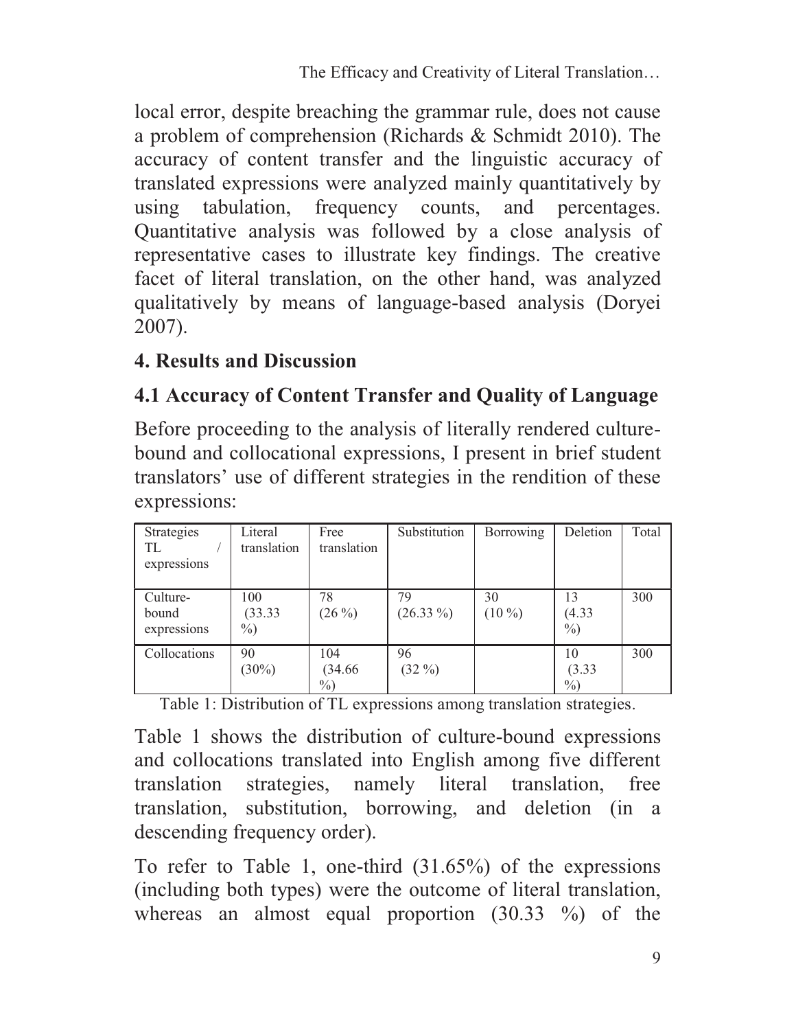local error, despite breaching the grammar rule, does not cause a problem of comprehension (Richards & Schmidt 2010). The accuracy of content transfer and the linguistic accuracy of translated expressions were analyzed mainly quantitatively by using tabulation, frequency counts, and percentages. Quantitative analysis was followed by a close analysis of representative cases to illustrate key findings. The creative facet of literal translation, on the other hand, was analyzed qualitatively by means of language-based analysis (Doryei 2007).

## 4. Results and Discussion

### 4.1 Accuracy of Content Transfer and Quality of Language

Before proceeding to the analysis of literally rendered culture-bound and collocational expressions, I present in brief student translators' use of different strategies in the rendition of these expressions:

| Strategies TL / expressions | Literal translation | Free translation | Substitution | Borrowing | Deletion | Total |
|---|---|---|---|---|---|---|
| Culture-bound expressions | 100 (33.33 %) | 78 (26 %) | 79 (26.33 %) | 30 (10 %) | 13 (4.33 %) | 300 |
| Collocations | 90 (30%) | 104 (34.66 %) | 96 (32 %) | | 10 (3.33 %) | 300 |

Table 1: Distribution of TL expressions among translation strategies.

Table 1 shows the distribution of culture-bound expressions and collocations translated into English among five different translation strategies, namely literal translation, free translation, substitution, borrowing, and deletion (in a descending frequency order).

To refer to Table 1, one-third (31.65%) of the expressions (including both types) were the outcome of literal translation, whereas an almost equal proportion (30.33 %) of the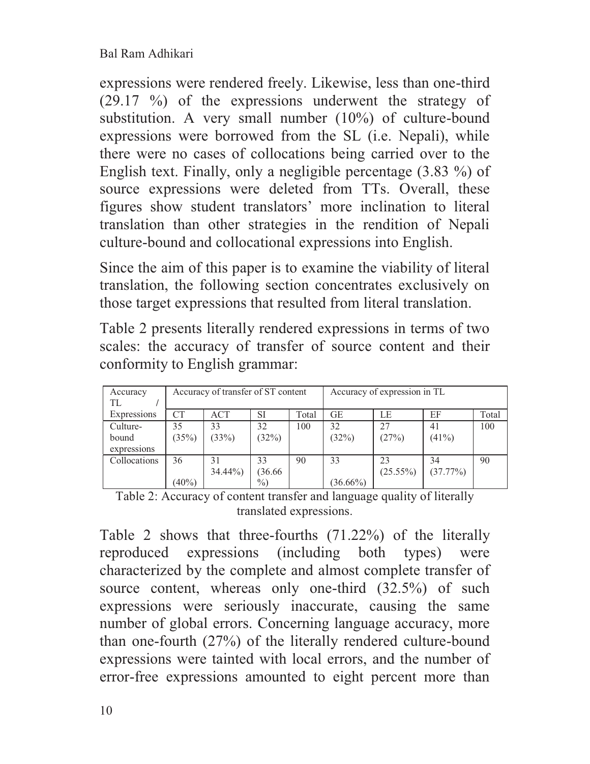expressions were rendered freely. Likewise, less than one-third (29.17 %) of the expressions underwent the strategy of substitution. A very small number (10%) of culture-bound expressions were borrowed from the SL (i.e. Nepali), while there were no cases of collocations being carried over to the English text. Finally, only a negligible percentage (3.83 %) of source expressions were deleted from TTs. Overall, these figures show student translators' more inclination to literal translation than other strategies in the rendition of Nepali culture-bound and collocational expressions into English.

Since the aim of this paper is to examine the viability of literal translation, the following section concentrates exclusively on those target expressions that resulted from literal translation.

Table 2 presents literally rendered expressions in terms of two scales: the accuracy of transfer of source content and their conformity to English grammar:

| Accuracy TL / Expressions | Accuracy of transfer of ST content | | | | Accuracy of expression in TL | | | |
|---|---|---|---|---|---|---|---|---|
| | CT | ACT | SI | Total | GE | LE | EF | Total |
| Culture-bound expressions | 35 (35%) | 33 (33%) | 32 (32%) | 100 | 32 (32%) | 27 (27%) | 41 (41%) | 100 |
| Collocations | 36 (40%) | 31 34.44%) | 33 (36.66 %) | 90 | 33 (36.66%) | 23 (25.55%) | 34 (37.77%) | 90 |

Table 2: Accuracy of content transfer and language quality of literally translated expressions.

Table 2 shows that three-fourths (71.22%) of the literally reproduced expressions (including both types) were characterized by the complete and almost complete transfer of source content, whereas only one-third (32.5%) of such expressions were seriously inaccurate, causing the same number of global errors. Concerning language accuracy, more than one-fourth (27%) of the literally rendered culture-bound expressions were tainted with local errors, and the number of error-free expressions amounted to eight percent more than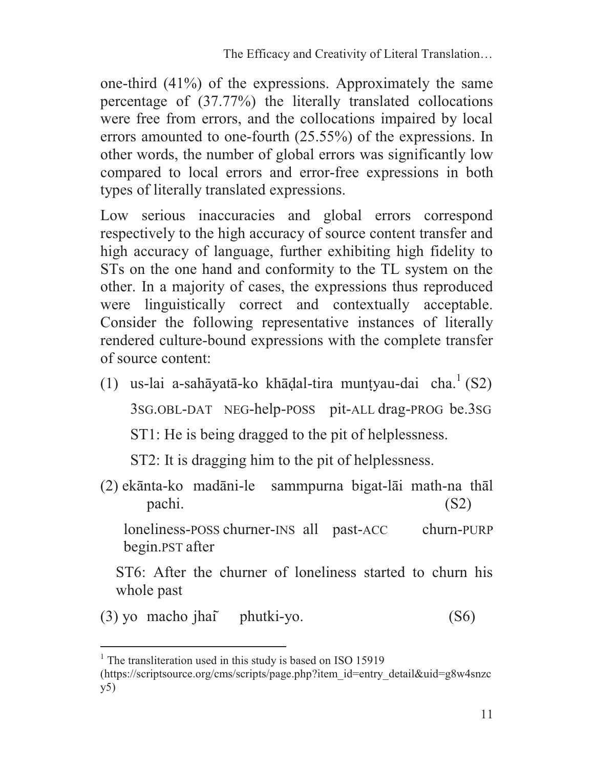one-third (41%) of the expressions. Approximately the same percentage of (37.77%) the literally translated collocations were free from errors, and the collocations impaired by local errors amounted to one-fourth (25.55%) of the expressions. In other words, the number of global errors was significantly low compared to local errors and error-free expressions in both types of literally translated expressions.

Low serious inaccuracies and global errors correspond respectively to the high accuracy of source content transfer and high accuracy of language, further exhibiting high fidelity to STs on the one hand and conformity to the TL system on the other. In a majority of cases, the expressions thus reproduced were linguistically correct and contextually acceptable. Consider the following representative instances of literally rendered culture-bound expressions with the complete transfer of source content:

(1) us-lai a-sahāyatā-ko khāḍal-tira munṭyau-dai cha.[1] (S2)

3SG.OBL-DAT NEG-help-POSS pit-ALL drag-PROG be.3SG

ST1: He is being dragged to the pit of helplessness.

ST2: It is dragging him to the pit of helplessness.

(2) ekānta-ko madāni-le sammpurna bigat-lāi math-na thāl pachi. (S2)

loneliness-POSS churner-INS all past-ACC churn-PURP begin.PST after

ST6: After the churner of loneliness started to churn his whole past

(3) yo macho jhaĩ phutki-yo. (S6)

---

[1] The transliteration used in this study is based on ISO 15919 (https://scriptsource.org/cms/scripts/page.php?item_id=entry_detail&uid=g8w4snzcy5)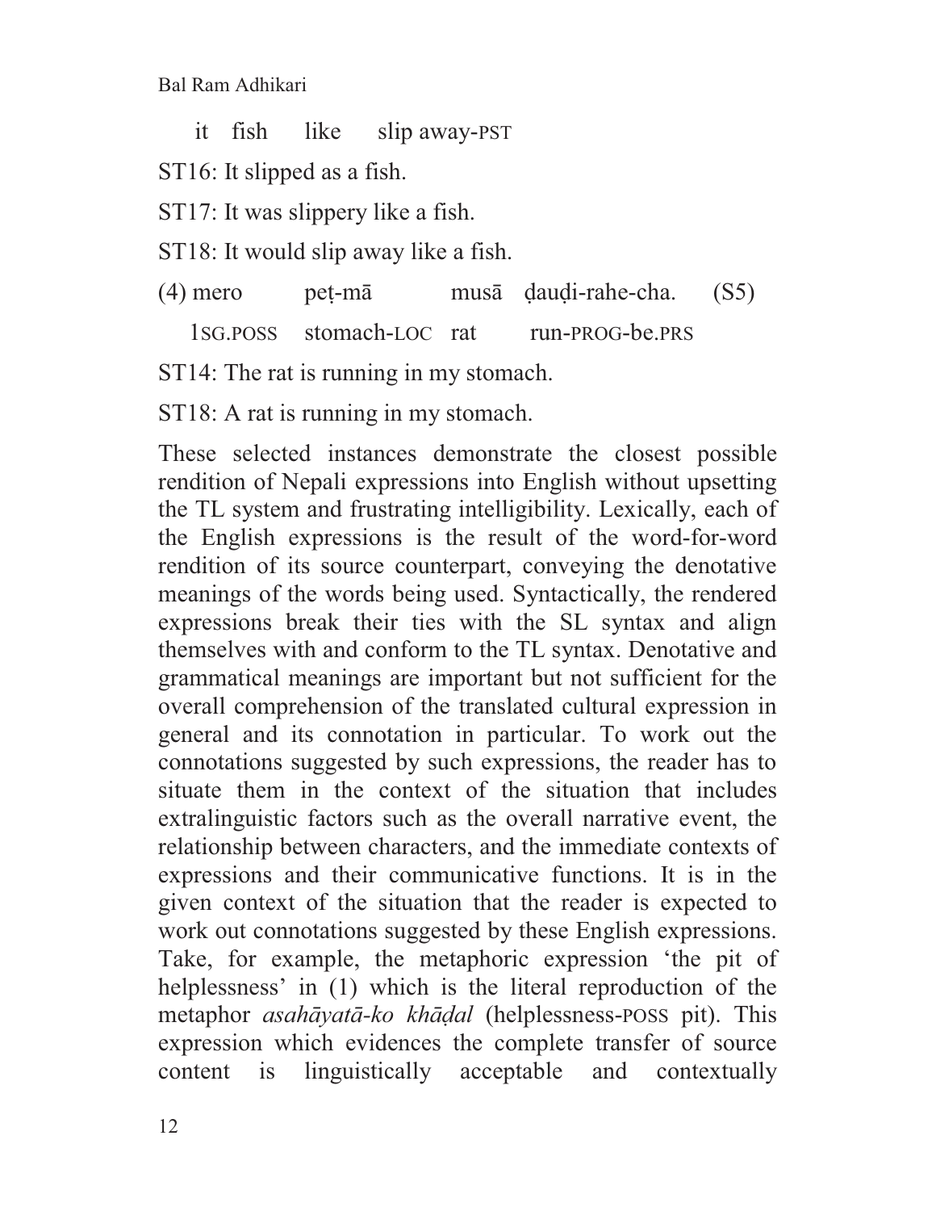it fish like slip away-PST

ST16: It slipped as a fish.

ST17: It was slippery like a fish.

ST18: It would slip away like a fish.

(4) mero peṭ-mā musā ḍauḍi-rahe-cha. (S5)

1SG.POSS stomach-LOC rat run-PROG-be.PRS

ST14: The rat is running in my stomach.

ST18: A rat is running in my stomach.

These selected instances demonstrate the closest possible rendition of Nepali expressions into English without upsetting the TL system and frustrating intelligibility. Lexically, each of the English expressions is the result of the word-for-word rendition of its source counterpart, conveying the denotative meanings of the words being used. Syntactically, the rendered expressions break their ties with the SL syntax and align themselves with and conform to the TL syntax. Denotative and grammatical meanings are important but not sufficient for the overall comprehension of the translated cultural expression in general and its connotation in particular. To work out the connotations suggested by such expressions, the reader has to situate them in the context of the situation that includes extralinguistic factors such as the overall narrative event, the relationship between characters, and the immediate contexts of expressions and their communicative functions. It is in the given context of the situation that the reader is expected to work out connotations suggested by these English expressions. Take, for example, the metaphoric expression 'the pit of helplessness' in (1) which is the literal reproduction of the metaphor *asahāyatā-ko khāḍal* (helplessness-POSS pit). This expression which evidences the complete transfer of source content is linguistically acceptable and contextually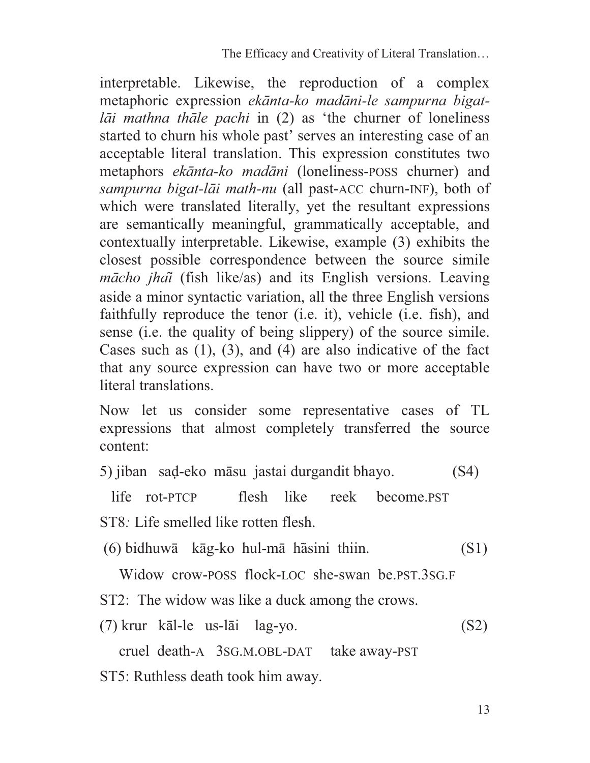interpretable. Likewise, the reproduction of a complex metaphoric expression *ekānta-ko madāni-le sampurna bigat-lāi mathna thāle pachi* in (2) as 'the churner of loneliness started to churn his whole past' serves an interesting case of an acceptable literal translation. This expression constitutes two metaphors *ekānta-ko madāni* (loneliness-POSS churner) and *sampurna bigat-lāi math-nu* (all past-ACC churn-INF), both of which were translated literally, yet the resultant expressions are semantically meaningful, grammatically acceptable, and contextually interpretable. Likewise, example (3) exhibits the closest possible correspondence between the source simile *mācho jhaĩ* (fish like/as) and its English versions. Leaving aside a minor syntactic variation, all the three English versions faithfully reproduce the tenor (i.e. it), vehicle (i.e. fish), and sense (i.e. the quality of being slippery) of the source simile. Cases such as (1), (3), and (4) are also indicative of the fact that any source expression can have two or more acceptable literal translations.

Now let us consider some representative cases of TL expressions that almost completely transferred the source content:

5) jiban saḍ-eko māsu jastai durgandit bhayo. (S4)

life rot-PTCP flesh like reek become.PST

ST8*:* Life smelled like rotten flesh.

(6) bidhuwā kāg-ko hul-mā hãsini thiin. (S1)

Widow crow-POSS flock-LOC she-swan be.PST.3SG.F

ST2: The widow was like a duck among the crows.

(7) krur kāl-le us-lāi lag-yo. (S2)

cruel death-A 3SG.M.OBL-DAT take away-PST

ST5: Ruthless death took him away.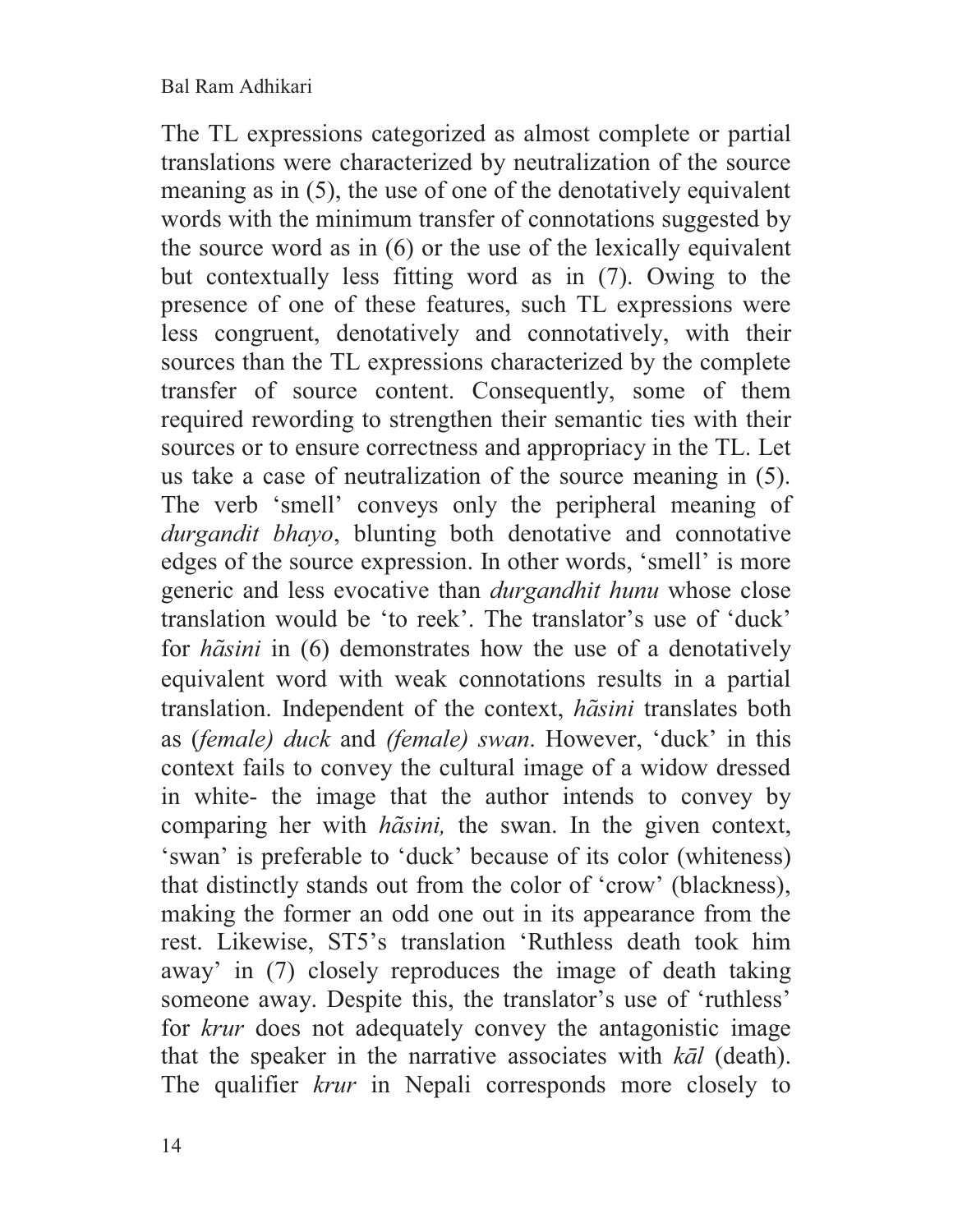The TL expressions categorized as almost complete or partial translations were characterized by neutralization of the source meaning as in (5), the use of one of the denotatively equivalent words with the minimum transfer of connotations suggested by the source word as in (6) or the use of the lexically equivalent but contextually less fitting word as in (7). Owing to the presence of one of these features, such TL expressions were less congruent, denotatively and connotatively, with their sources than the TL expressions characterized by the complete transfer of source content. Consequently, some of them required rewording to strengthen their semantic ties with their sources or to ensure correctness and appropriacy in the TL. Let us take a case of neutralization of the source meaning in (5). The verb 'smell' conveys only the peripheral meaning of *durgandit bhayo*, blunting both denotative and connotative edges of the source expression. In other words, 'smell' is more generic and less evocative than *durgandhit hunu* whose close translation would be 'to reek'. The translator's use of 'duck' for *hãsini* in (6) demonstrates how the use of a denotatively equivalent word with weak connotations results in a partial translation. Independent of the context, *hãsini* translates both as (*female) duck* and *(female) swan*. However, 'duck' in this context fails to convey the cultural image of a widow dressed in white- the image that the author intends to convey by comparing her with *hãsini,* the swan. In the given context, 'swan' is preferable to 'duck' because of its color (whiteness) that distinctly stands out from the color of 'crow' (blackness), making the former an odd one out in its appearance from the rest. Likewise, ST5's translation 'Ruthless death took him away' in (7) closely reproduces the image of death taking someone away. Despite this, the translator's use of 'ruthless' for *krur* does not adequately convey the antagonistic image that the speaker in the narrative associates with *kāl* (death). The qualifier *krur* in Nepali corresponds more closely to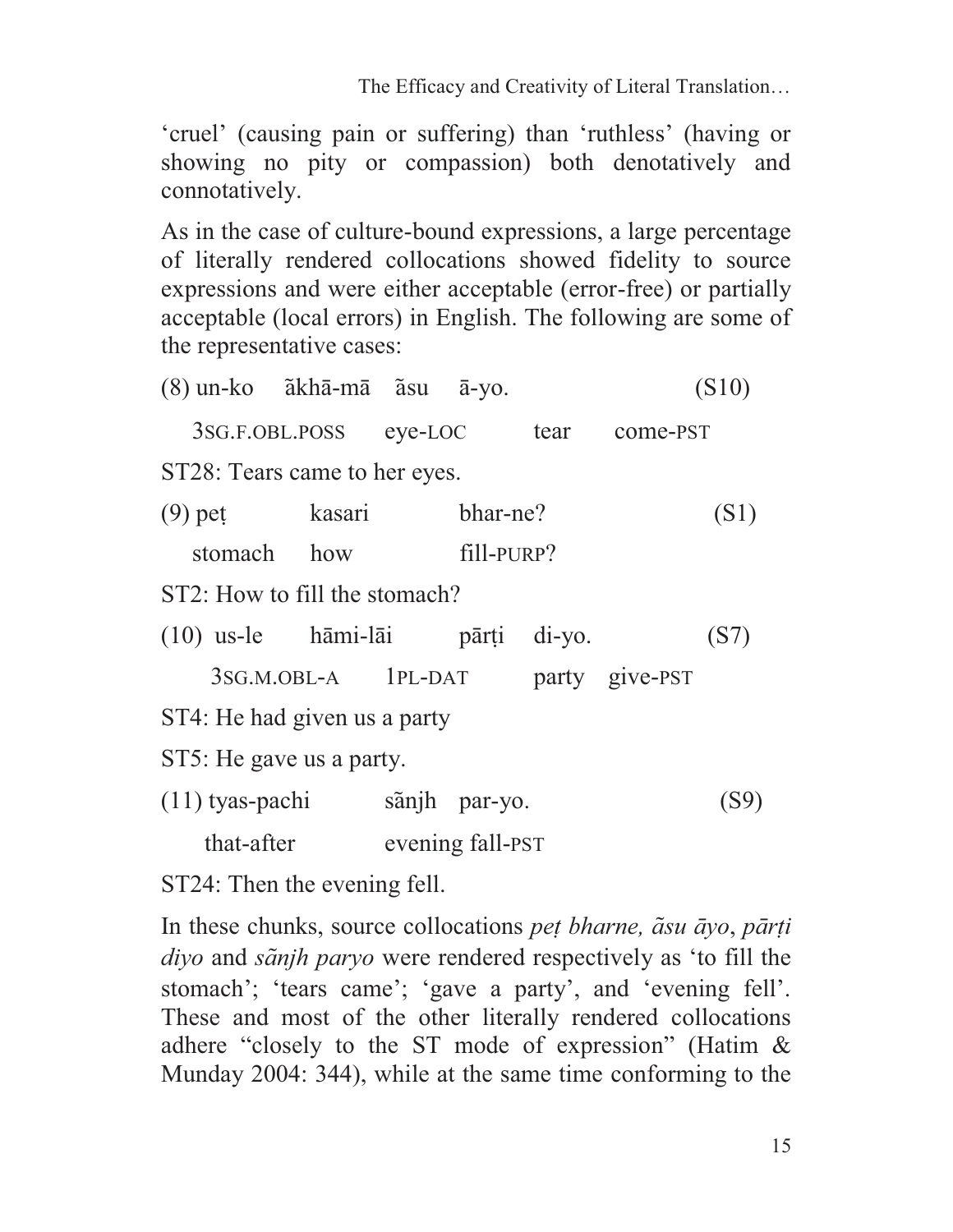'cruel' (causing pain or suffering) than 'ruthless' (having or showing no pity or compassion) both denotatively and connotatively.

As in the case of culture-bound expressions, a large percentage of literally rendered collocations showed fidelity to source expressions and were either acceptable (error-free) or partially acceptable (local errors) in English. The following are some of the representative cases:

(8) un-ko ãkhā-mā ãsu ā-yo. (S10)

3SG.F.OBL.POSS eye-LOC tear come-PST

ST28: Tears came to her eyes.

(9) peṭ kasari bhar-ne? (S1)

stomach how fill-PURP?

ST2: How to fill the stomach?

(10) us-le hāmi-lāi pārṭi di-yo. (S7)

3SG.M.OBL-A 1PL-DAT party give-PST

ST4: He had given us a party

ST5: He gave us a party.

(11) tyas-pachi sãnjh par-yo. (S9)

that-after evening fall-PST

ST24: Then the evening fell.

In these chunks, source collocations *peṭ bharne, ãsu āyo*, *pārṭi diyo* and *sãnjh paryo* were rendered respectively as 'to fill the stomach'; 'tears came'; 'gave a party', and 'evening fell'. These and most of the other literally rendered collocations adhere "closely to the ST mode of expression" (Hatim & Munday 2004: 344), while at the same time conforming to the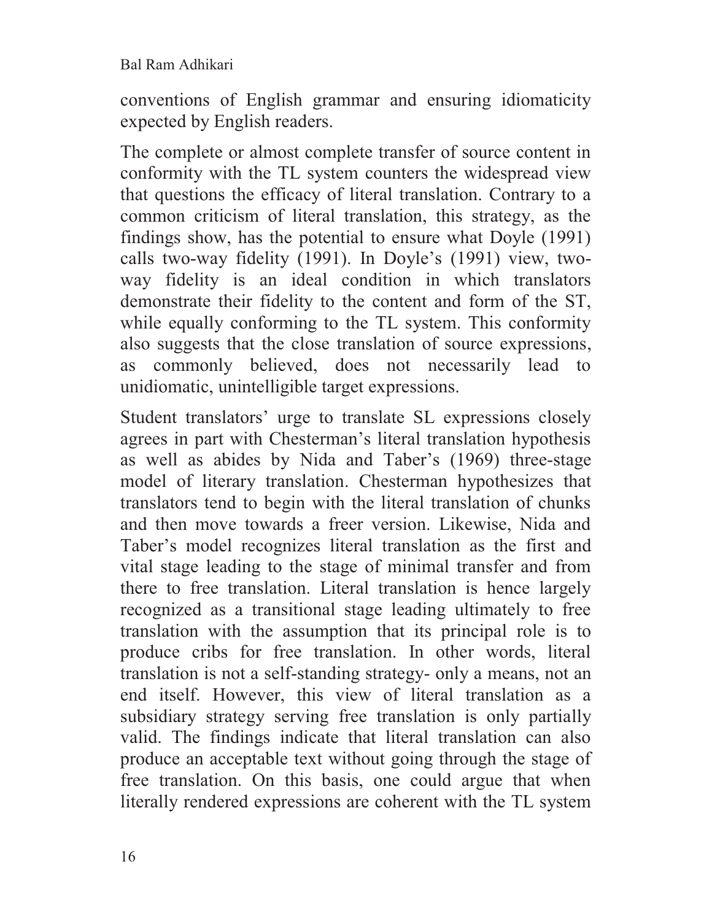conventions of English grammar and ensuring idiomaticity expected by English readers.

The complete or almost complete transfer of source content in conformity with the TL system counters the widespread view that questions the efficacy of literal translation. Contrary to a common criticism of literal translation, this strategy, as the findings show, has the potential to ensure what Doyle (1991) calls two-way fidelity (1991). In Doyle's (1991) view, two-way fidelity is an ideal condition in which translators demonstrate their fidelity to the content and form of the ST, while equally conforming to the TL system. This conformity also suggests that the close translation of source expressions, as commonly believed, does not necessarily lead to unidiomatic, unintelligible target expressions.

Student translators' urge to translate SL expressions closely agrees in part with Chesterman's literal translation hypothesis as well as abides by Nida and Taber's (1969) three-stage model of literary translation. Chesterman hypothesizes that translators tend to begin with the literal translation of chunks and then move towards a freer version. Likewise, Nida and Taber's model recognizes literal translation as the first and vital stage leading to the stage of minimal transfer and from there to free translation. Literal translation is hence largely recognized as a transitional stage leading ultimately to free translation with the assumption that its principal role is to produce cribs for free translation. In other words, literal translation is not a self-standing strategy- only a means, not an end itself. However, this view of literal translation as a subsidiary strategy serving free translation is only partially valid. The findings indicate that literal translation can also produce an acceptable text without going through the stage of free translation. On this basis, one could argue that when literally rendered expressions are coherent with the TL system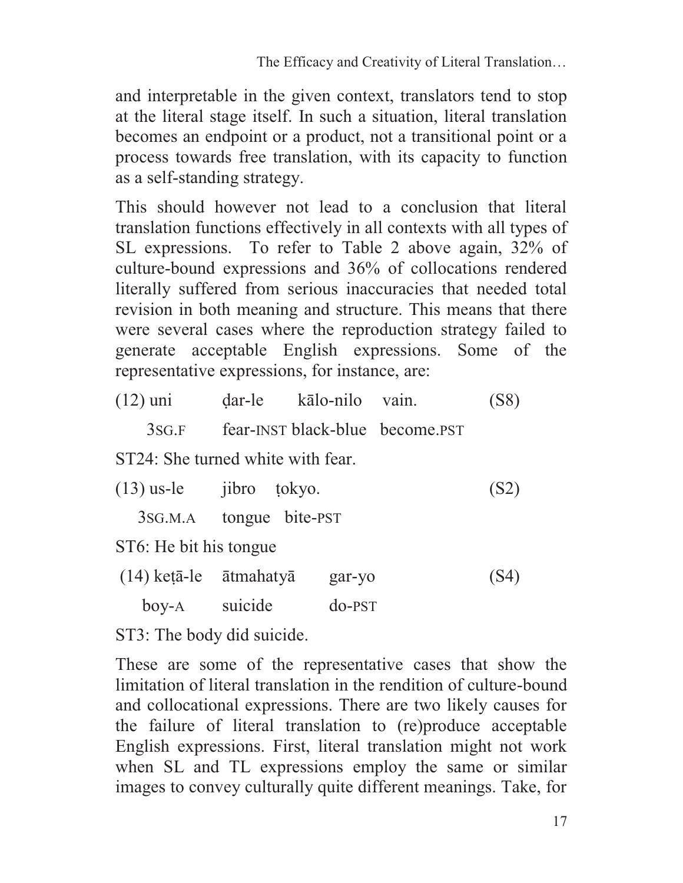and interpretable in the given context, translators tend to stop at the literal stage itself. In such a situation, literal translation becomes an endpoint or a product, not a transitional point or a process towards free translation, with its capacity to function as a self-standing strategy.

This should however not lead to a conclusion that literal translation functions effectively in all contexts with all types of SL expressions. To refer to Table 2 above again, 32% of culture-bound expressions and 36% of collocations rendered literally suffered from serious inaccuracies that needed total revision in both meaning and structure. This means that there were several cases where the reproduction strategy failed to generate acceptable English expressions. Some of the representative expressions, for instance, are:

(12) uni ḍar-le kālo-nilo vain. (S8)

3SG.F fear-INST black-blue become.PST

ST24: She turned white with fear.

(13) us-le jibro ṭokyo. (S2)

3SG.M.A tongue bite-PST

ST6: He bit his tongue

(14) keṭā-le ātmahatyā gar-yo (S4)

boy-A suicide do-PST

ST3: The body did suicide.

These are some of the representative cases that show the limitation of literal translation in the rendition of culture-bound and collocational expressions. There are two likely causes for the failure of literal translation to (re)produce acceptable English expressions. First, literal translation might not work when SL and TL expressions employ the same or similar images to convey culturally quite different meanings. Take, for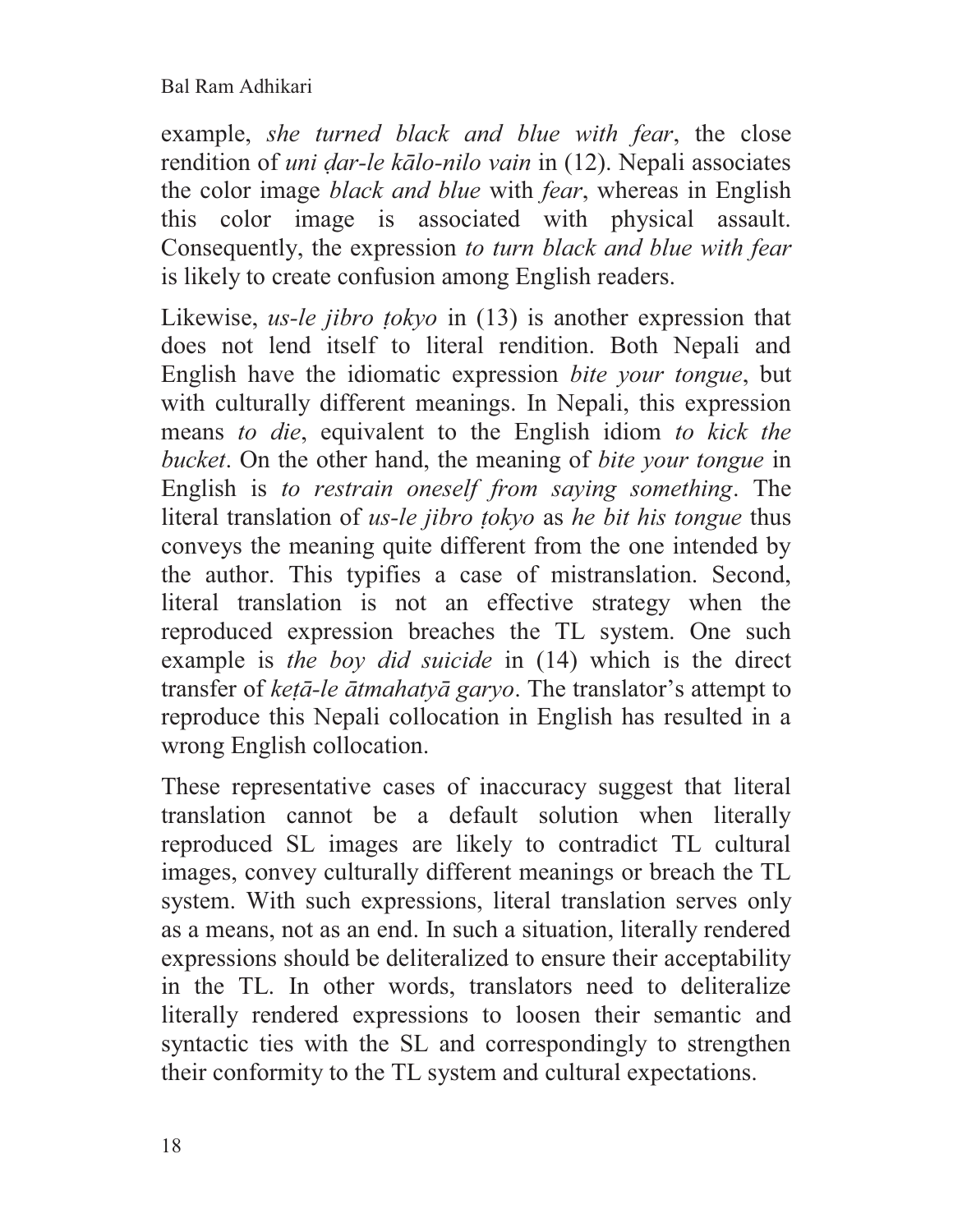example, *she turned black and blue with fear*, the close rendition of *uni ḍar-le kālo-nilo vain* in (12). Nepali associates the color image *black and blue* with *fear*, whereas in English this color image is associated with physical assault. Consequently, the expression *to turn black and blue with fear* is likely to create confusion among English readers.

Likewise, *us-le jibro ṭokyo* in (13) is another expression that does not lend itself to literal rendition. Both Nepali and English have the idiomatic expression *bite your tongue*, but with culturally different meanings. In Nepali, this expression means *to die*, equivalent to the English idiom *to kick the bucket*. On the other hand, the meaning of *bite your tongue* in English is *to restrain oneself from saying something*. The literal translation of *us-le jibro ṭokyo* as *he bit his tongue* thus conveys the meaning quite different from the one intended by the author. This typifies a case of mistranslation. Second, literal translation is not an effective strategy when the reproduced expression breaches the TL system. One such example is *the boy did suicide* in (14) which is the direct transfer of *keṭā-le ātmahatyā garyo*. The translator's attempt to reproduce this Nepali collocation in English has resulted in a wrong English collocation.

These representative cases of inaccuracy suggest that literal translation cannot be a default solution when literally reproduced SL images are likely to contradict TL cultural images, convey culturally different meanings or breach the TL system. With such expressions, literal translation serves only as a means, not as an end. In such a situation, literally rendered expressions should be deliteralized to ensure their acceptability in the TL. In other words, translators need to deliteralize literally rendered expressions to loosen their semantic and syntactic ties with the SL and correspondingly to strengthen their conformity to the TL system and cultural expectations.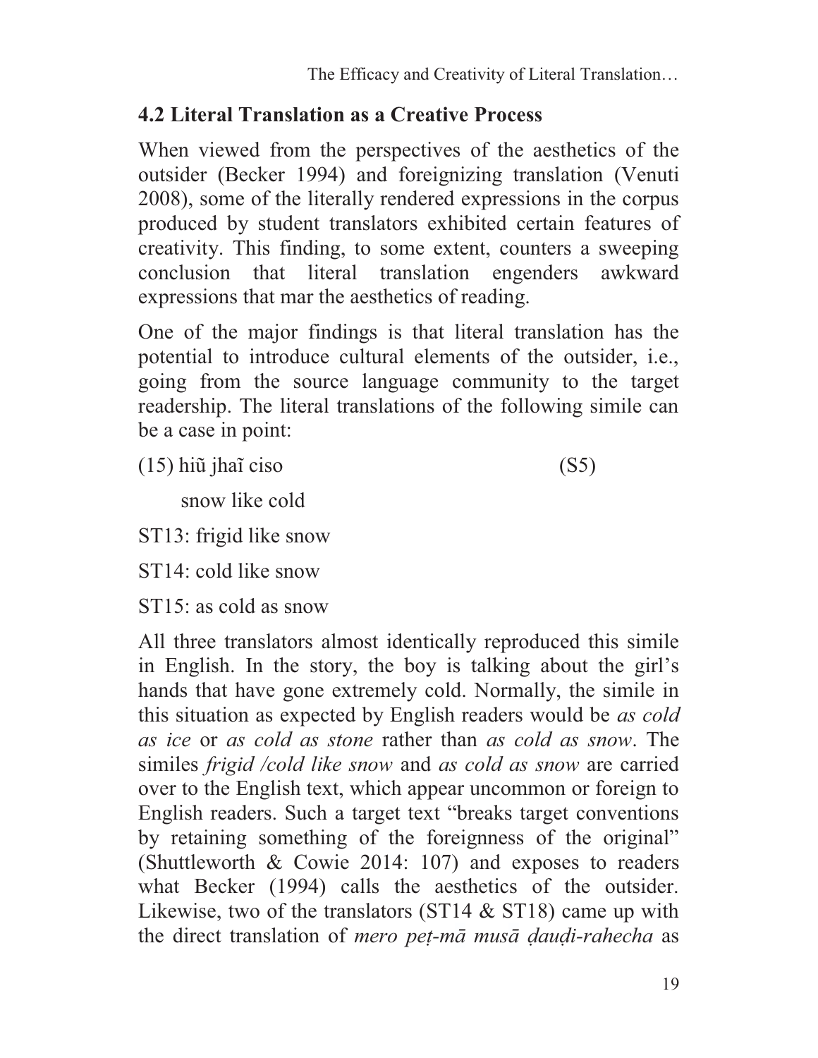### 4.2 Literal Translation as a Creative Process

When viewed from the perspectives of the aesthetics of the outsider (Becker 1994) and foreignizing translation (Venuti 2008), some of the literally rendered expressions in the corpus produced by student translators exhibited certain features of creativity. This finding, to some extent, counters a sweeping conclusion that literal translation engenders awkward expressions that mar the aesthetics of reading.

One of the major findings is that literal translation has the potential to introduce cultural elements of the outsider, i.e., going from the source language community to the target readership. The literal translations of the following simile can be a case in point:

(15) hiũ jhaĩ ciso (S5)

snow like cold

ST13: frigid like snow

ST14: cold like snow

ST15: as cold as snow

All three translators almost identically reproduced this simile in English. In the story, the boy is talking about the girl's hands that have gone extremely cold. Normally, the simile in this situation as expected by English readers would be *as cold as ice* or *as cold as stone* rather than *as cold as snow*. The similes *frigid /cold like snow* and *as cold as snow* are carried over to the English text, which appear uncommon or foreign to English readers. Such a target text "breaks target conventions by retaining something of the foreignness of the original" (Shuttleworth & Cowie 2014: 107) and exposes to readers what Becker (1994) calls the aesthetics of the outsider. Likewise, two of the translators (ST14 & ST18) came up with the direct translation of *mero peṭ-mā musā ḍauḍi-rahecha* as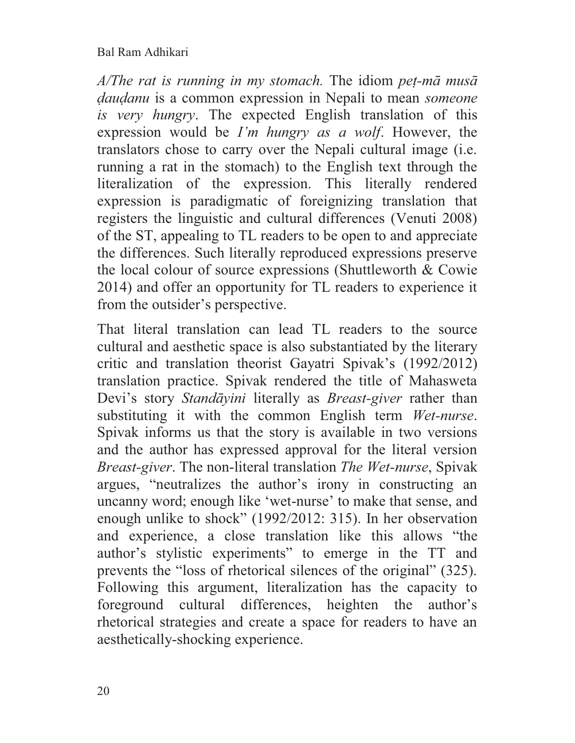*A/The rat is running in my stomach.* The idiom *peṭ-mā musā ḍauḍanu* is a common expression in Nepali to mean *someone is very hungry*. The expected English translation of this expression would be *I'm hungry as a wolf*. However, the translators chose to carry over the Nepali cultural image (i.e. running a rat in the stomach) to the English text through the literalization of the expression. This literally rendered expression is paradigmatic of foreignizing translation that registers the linguistic and cultural differences (Venuti 2008) of the ST, appealing to TL readers to be open to and appreciate the differences. Such literally reproduced expressions preserve the local colour of source expressions (Shuttleworth & Cowie 2014) and offer an opportunity for TL readers to experience it from the outsider's perspective.

That literal translation can lead TL readers to the source cultural and aesthetic space is also substantiated by the literary critic and translation theorist Gayatri Spivak's (1992/2012) translation practice. Spivak rendered the title of Mahasweta Devi's story *Standāyini* literally as *Breast-giver* rather than substituting it with the common English term *Wet-nurse*. Spivak informs us that the story is available in two versions and the author has expressed approval for the literal version *Breast-giver*. The non-literal translation *The Wet-nurse*, Spivak argues, "neutralizes the author's irony in constructing an uncanny word; enough like 'wet-nurse' to make that sense, and enough unlike to shock" (1992/2012: 315). In her observation and experience, a close translation like this allows "the author's stylistic experiments" to emerge in the TT and prevents the "loss of rhetorical silences of the original" (325). Following this argument, literalization has the capacity to foreground cultural differences, heighten the author's rhetorical strategies and create a space for readers to have an aesthetically-shocking experience.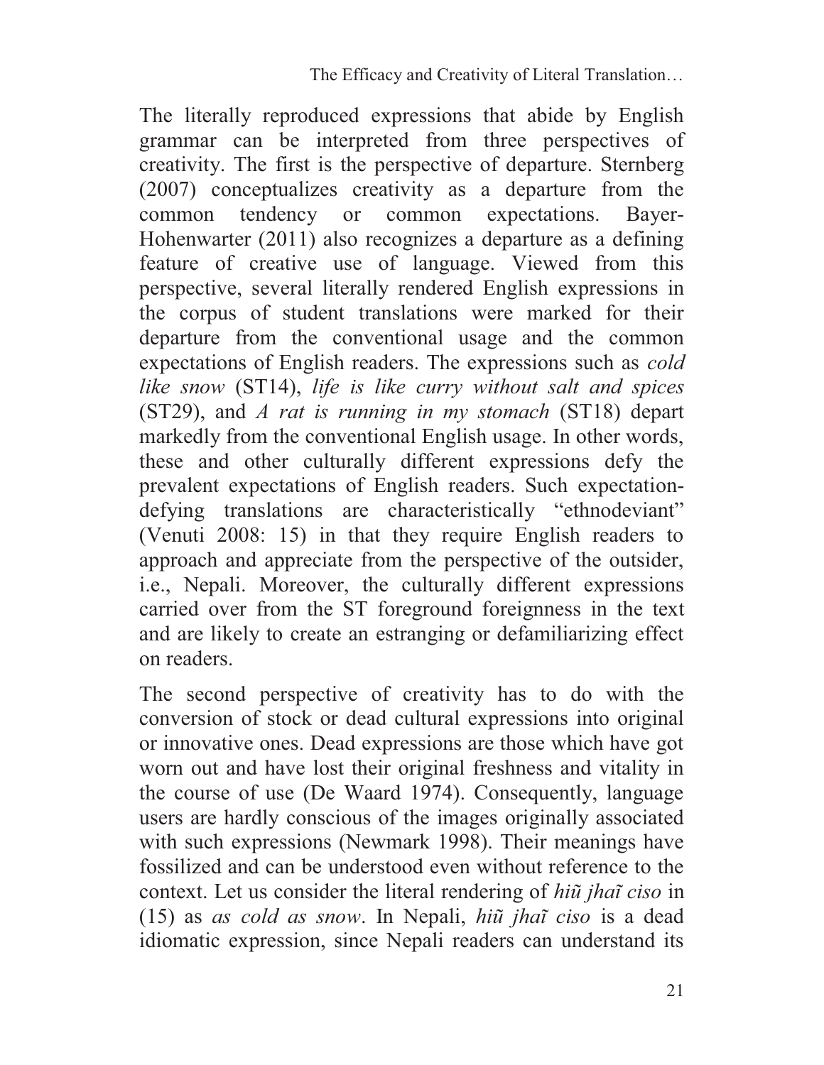The literally reproduced expressions that abide by English grammar can be interpreted from three perspectives of creativity. The first is the perspective of departure. Sternberg (2007) conceptualizes creativity as a departure from the common tendency or common expectations. Bayer-Hohenwarter (2011) also recognizes a departure as a defining feature of creative use of language. Viewed from this perspective, several literally rendered English expressions in the corpus of student translations were marked for their departure from the conventional usage and the common expectations of English readers. The expressions such as *cold like snow* (ST14), *life is like curry without salt and spices* (ST29), and *A rat is running in my stomach* (ST18) depart markedly from the conventional English usage. In other words, these and other culturally different expressions defy the prevalent expectations of English readers. Such expectation-defying translations are characteristically "ethnodeviant" (Venuti 2008: 15) in that they require English readers to approach and appreciate from the perspective of the outsider, i.e., Nepali. Moreover, the culturally different expressions carried over from the ST foreground foreignness in the text and are likely to create an estranging or defamiliarizing effect on readers.

The second perspective of creativity has to do with the conversion of stock or dead cultural expressions into original or innovative ones. Dead expressions are those which have got worn out and have lost their original freshness and vitality in the course of use (De Waard 1974). Consequently, language users are hardly conscious of the images originally associated with such expressions (Newmark 1998). Their meanings have fossilized and can be understood even without reference to the context. Let us consider the literal rendering of *hiũ jhaĩ ciso* in (15) as *as cold as snow*. In Nepali, *hiũ jhaĩ ciso* is a dead idiomatic expression, since Nepali readers can understand its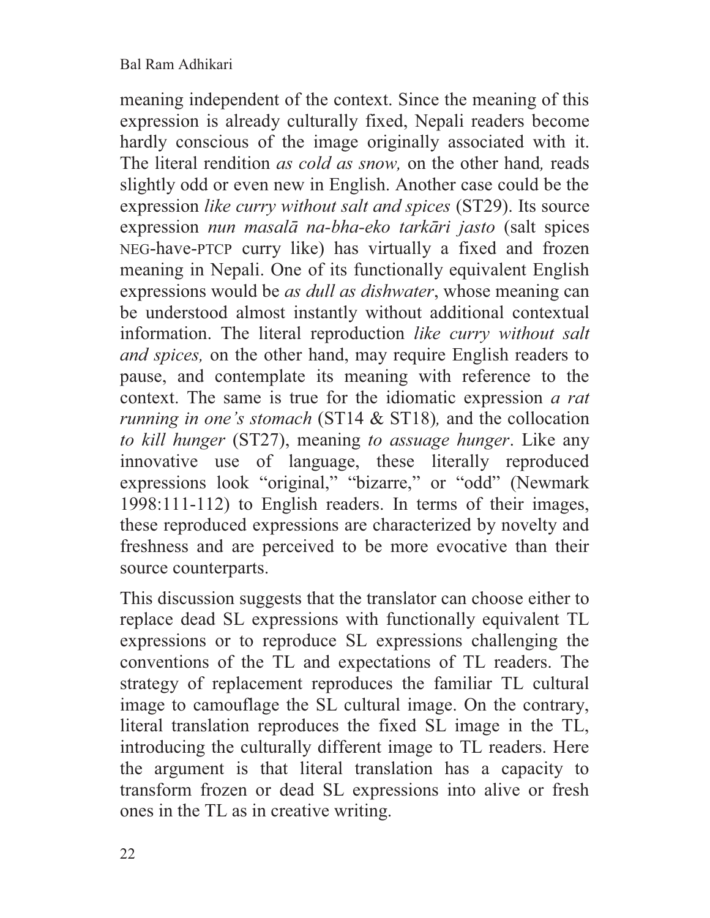meaning independent of the context. Since the meaning of this expression is already culturally fixed, Nepali readers become hardly conscious of the image originally associated with it. The literal rendition *as cold as snow,* on the other hand*,* reads slightly odd or even new in English. Another case could be the expression *like curry without salt and spices* (ST29). Its source expression *nun masalā na-bha-eko tarkāri jasto* (salt spices NEG-have-PTCP curry like) has virtually a fixed and frozen meaning in Nepali. One of its functionally equivalent English expressions would be *as dull as dishwater*, whose meaning can be understood almost instantly without additional contextual information. The literal reproduction *like curry without salt and spices,* on the other hand, may require English readers to pause, and contemplate its meaning with reference to the context. The same is true for the idiomatic expression *a rat running in one's stomach* (ST14 & ST18)*,* and the collocation *to kill hunger* (ST27), meaning *to assuage hunger*. Like any innovative use of language, these literally reproduced expressions look "original," "bizarre," or "odd" (Newmark 1998:111-112) to English readers. In terms of their images, these reproduced expressions are characterized by novelty and freshness and are perceived to be more evocative than their source counterparts.

This discussion suggests that the translator can choose either to replace dead SL expressions with functionally equivalent TL expressions or to reproduce SL expressions challenging the conventions of the TL and expectations of TL readers. The strategy of replacement reproduces the familiar TL cultural image to camouflage the SL cultural image. On the contrary, literal translation reproduces the fixed SL image in the TL, introducing the culturally different image to TL readers. Here the argument is that literal translation has a capacity to transform frozen or dead SL expressions into alive or fresh ones in the TL as in creative writing.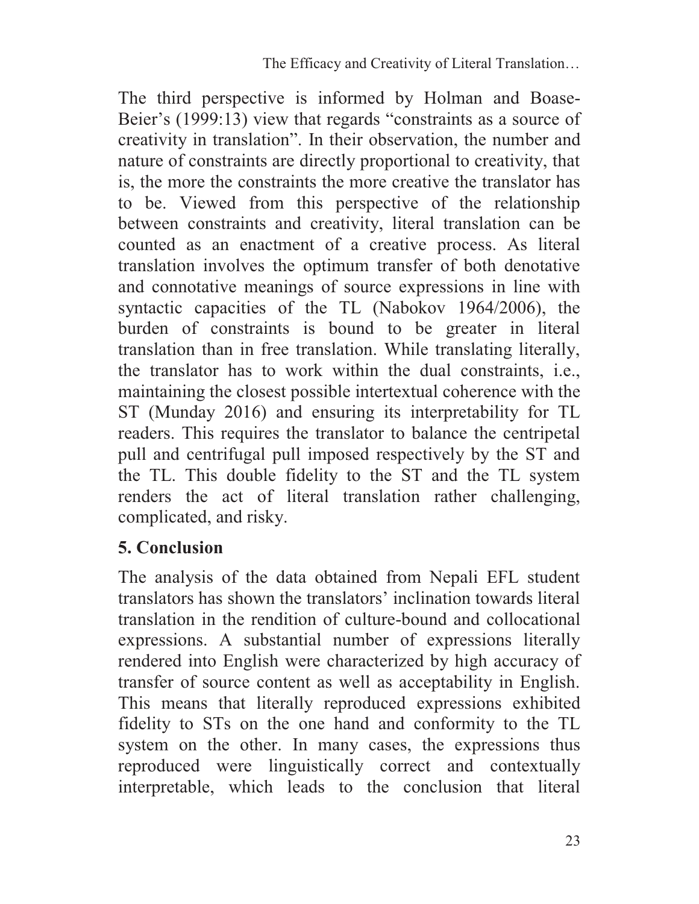The third perspective is informed by Holman and Boase-Beier's (1999:13) view that regards "constraints as a source of creativity in translation". In their observation, the number and nature of constraints are directly proportional to creativity, that is, the more the constraints the more creative the translator has to be. Viewed from this perspective of the relationship between constraints and creativity, literal translation can be counted as an enactment of a creative process. As literal translation involves the optimum transfer of both denotative and connotative meanings of source expressions in line with syntactic capacities of the TL (Nabokov 1964/2006), the burden of constraints is bound to be greater in literal translation than in free translation. While translating literally, the translator has to work within the dual constraints, i.e., maintaining the closest possible intertextual coherence with the ST (Munday 2016) and ensuring its interpretability for TL readers. This requires the translator to balance the centripetal pull and centrifugal pull imposed respectively by the ST and the TL. This double fidelity to the ST and the TL system renders the act of literal translation rather challenging, complicated, and risky.

## 5. Conclusion

The analysis of the data obtained from Nepali EFL student translators has shown the translators' inclination towards literal translation in the rendition of culture-bound and collocational expressions. A substantial number of expressions literally rendered into English were characterized by high accuracy of transfer of source content as well as acceptability in English. This means that literally reproduced expressions exhibited fidelity to STs on the one hand and conformity to the TL system on the other. In many cases, the expressions thus reproduced were linguistically correct and contextually interpretable, which leads to the conclusion that literal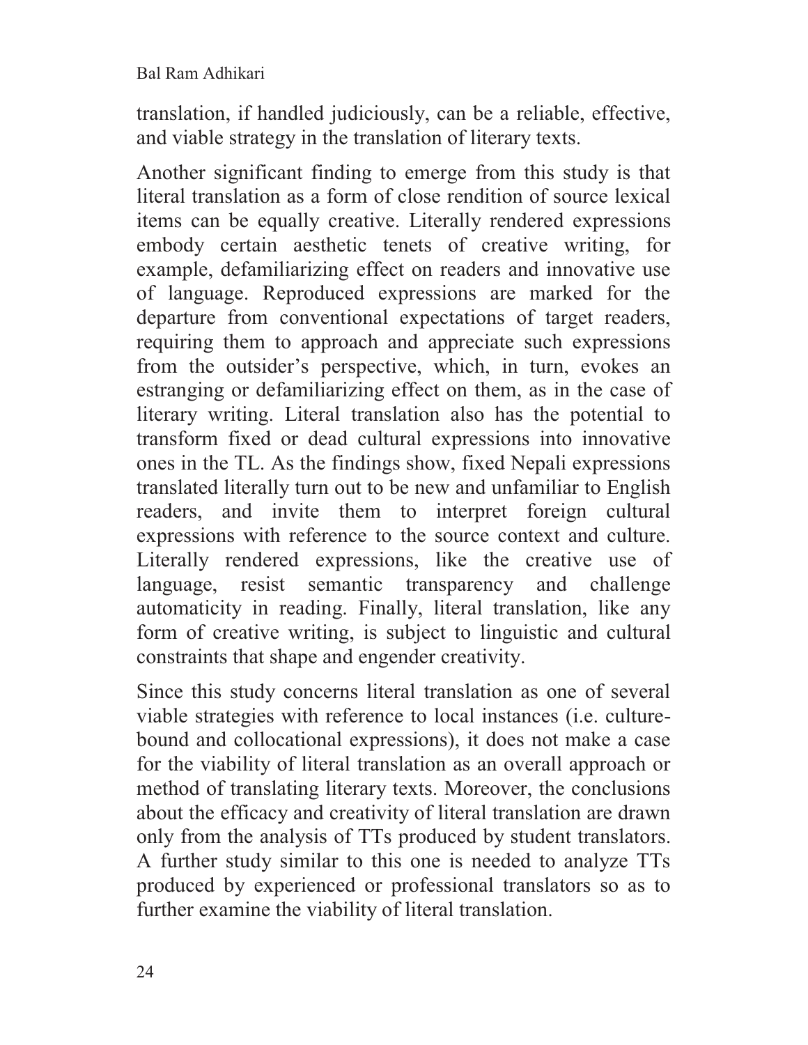translation, if handled judiciously, can be a reliable, effective, and viable strategy in the translation of literary texts.

Another significant finding to emerge from this study is that literal translation as a form of close rendition of source lexical items can be equally creative. Literally rendered expressions embody certain aesthetic tenets of creative writing, for example, defamiliarizing effect on readers and innovative use of language. Reproduced expressions are marked for the departure from conventional expectations of target readers, requiring them to approach and appreciate such expressions from the outsider's perspective, which, in turn, evokes an estranging or defamiliarizing effect on them, as in the case of literary writing. Literal translation also has the potential to transform fixed or dead cultural expressions into innovative ones in the TL. As the findings show, fixed Nepali expressions translated literally turn out to be new and unfamiliar to English readers, and invite them to interpret foreign cultural expressions with reference to the source context and culture. Literally rendered expressions, like the creative use of language, resist semantic transparency and challenge automaticity in reading. Finally, literal translation, like any form of creative writing, is subject to linguistic and cultural constraints that shape and engender creativity.

Since this study concerns literal translation as one of several viable strategies with reference to local instances (i.e. culture-bound and collocational expressions), it does not make a case for the viability of literal translation as an overall approach or method of translating literary texts. Moreover, the conclusions about the efficacy and creativity of literal translation are drawn only from the analysis of TTs produced by student translators. A further study similar to this one is needed to analyze TTs produced by experienced or professional translators so as to further examine the viability of literal translation.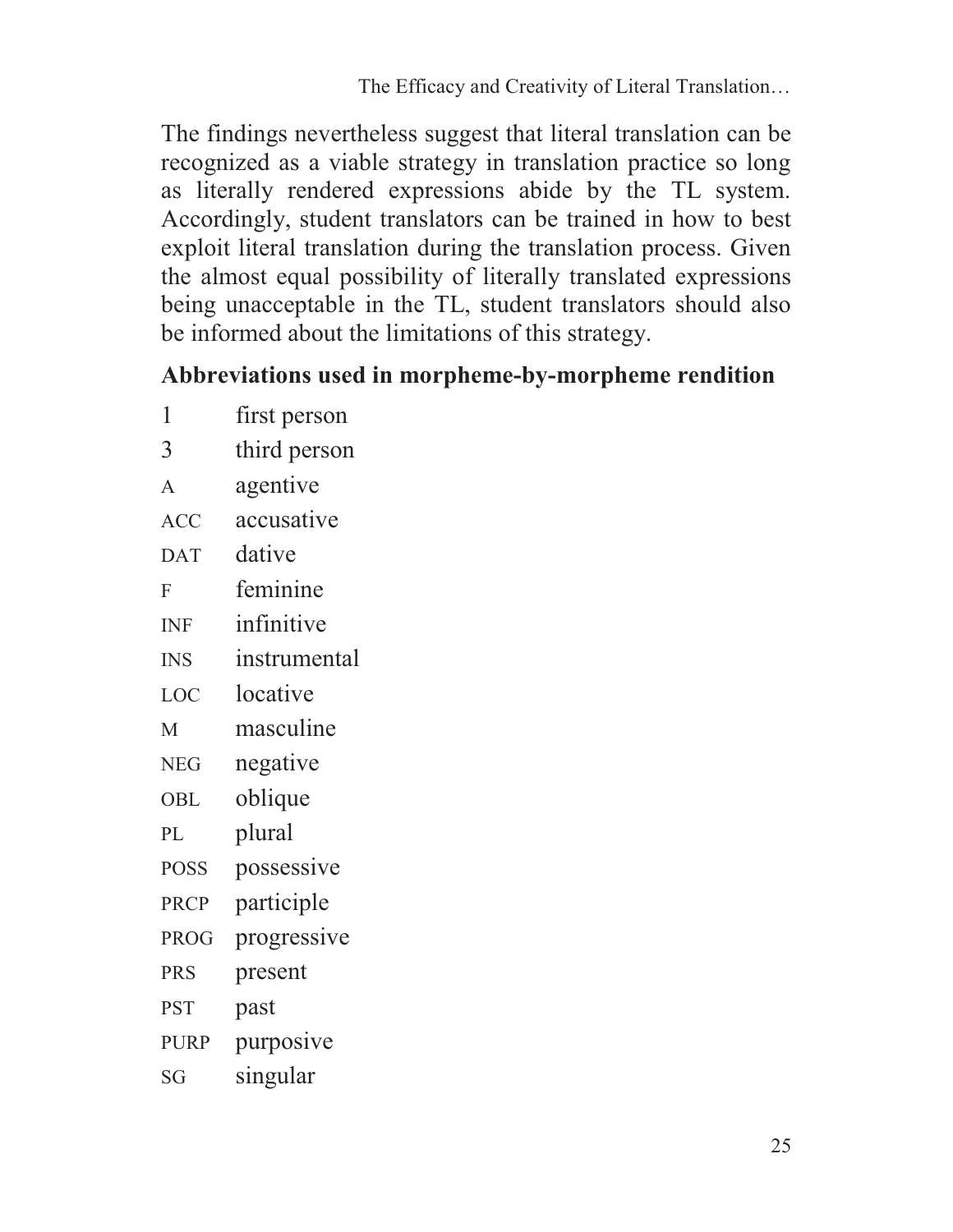The findings nevertheless suggest that literal translation can be recognized as a viable strategy in translation practice so long as literally rendered expressions abide by the TL system. Accordingly, student translators can be trained in how to best exploit literal translation during the translation process. Given the almost equal possibility of literally translated expressions being unacceptable in the TL, student translators should also be informed about the limitations of this strategy.

## Abbreviations used in morpheme-by-morpheme rendition

| | |
|---|---|
| 1 | first person |
| 3 | third person |
| A | agentive |
| ACC | accusative |
| DAT | dative |
| F | feminine |
| INF | infinitive |
| INS | instrumental |
| LOC | locative |
| M | masculine |
| NEG | negative |
| OBL | oblique |
| PL | plural |
| POSS | possessive |
| PRCP | participle |
| PROG | progressive |
| PRS | present |
| PST | past |
| PURP | purposive |
| SG | singular |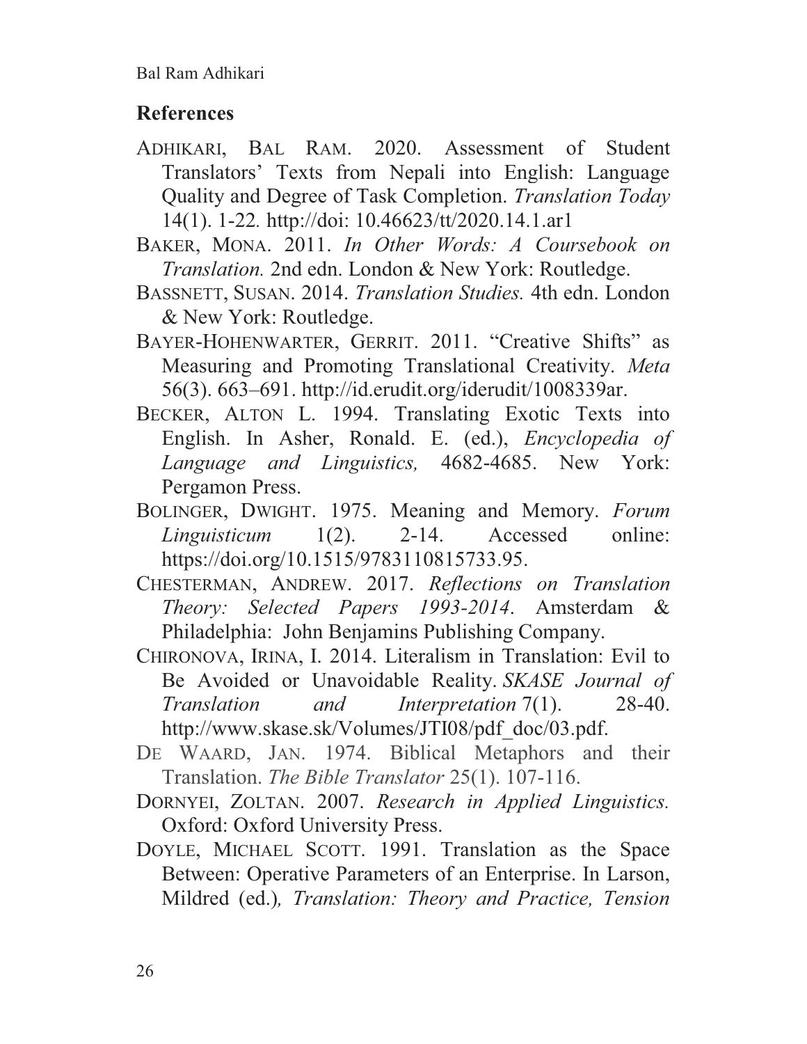## References

ADHIKARI, BAL RAM. 2020. Assessment of Student Translators' Texts from Nepali into English: Language Quality and Degree of Task Completion. *Translation Today* 14(1). 1-22. http://doi: 10.46623/tt/2020.14.1.ar1

BAKER, MONA. 2011. *In Other Words: A Coursebook on Translation.* 2nd edn. London & New York: Routledge.

BASSNETT, SUSAN. 2014. *Translation Studies.* 4th edn. London & New York: Routledge.

BAYER-HOHENWARTER, GERRIT. 2011. "Creative Shifts" as Measuring and Promoting Translational Creativity. *Meta* 56(3). 663–691. http://id.erudit.org/iderudit/1008339ar.

BECKER, ALTON L. 1994. Translating Exotic Texts into English. In Asher, Ronald. E. (ed.), *Encyclopedia of Language and Linguistics,* 4682-4685. New York: Pergamon Press.

BOLINGER, DWIGHT. 1975. Meaning and Memory. *Forum Linguisticum* 1(2). 2-14. Accessed online: https://doi.org/10.1515/9783110815733.95.

CHESTERMAN, ANDREW. 2017. *Reflections on Translation Theory: Selected Papers 1993-2014*. Amsterdam & Philadelphia: John Benjamins Publishing Company.

CHIRONOVA, IRINA, I. 2014. Literalism in Translation: Evil to Be Avoided or Unavoidable Reality. *SKASE Journal of Translation and Interpretation* 7(1). 28-40. http://www.skase.sk/Volumes/JTI08/pdf_doc/03.pdf.

DE WAARD, JAN. 1974. Biblical Metaphors and their Translation. *The Bible Translator* 25(1). 107-116.

DORNYEI, ZOLTAN. 2007. *Research in Applied Linguistics.* Oxford: Oxford University Press.

DOYLE, MICHAEL SCOTT. 1991. Translation as the Space Between: Operative Parameters of an Enterprise. In Larson, Mildred (ed.)*, Translation: Theory and Practice, Tension*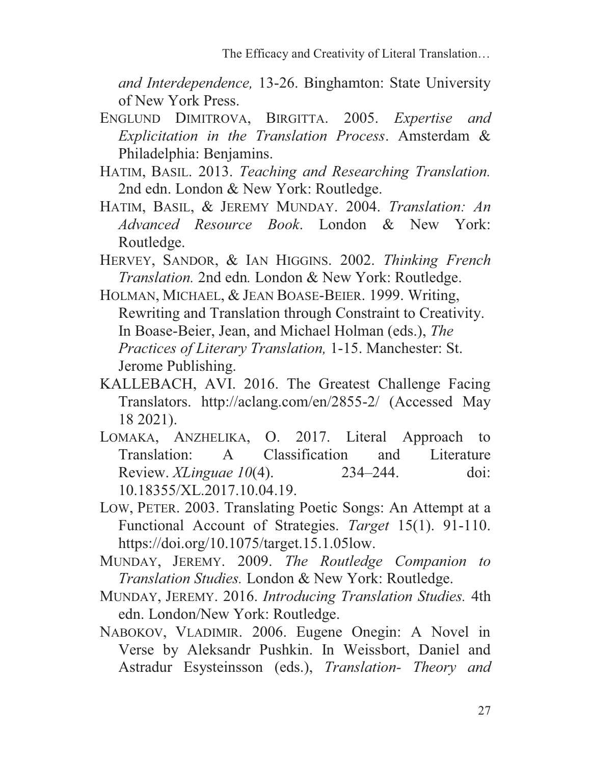*and Interdependence,* 13-26. Binghamton: State University of New York Press.

ENGLUND DIMITROVA, BIRGITTA. 2005. *Expertise and Explicitation in the Translation Process*. Amsterdam & Philadelphia: Benjamins.

HATIM, BASIL. 2013. *Teaching and Researching Translation.* 2nd edn. London & New York: Routledge.

HATIM, BASIL, & JEREMY MUNDAY. 2004. *Translation: An Advanced Resource Book*. London & New York: Routledge.

HERVEY, SANDOR, & IAN HIGGINS. 2002. *Thinking French Translation.* 2nd edn*.* London & New York: Routledge.

HOLMAN, MICHAEL, & JEAN BOASE-BEIER. 1999. Writing, Rewriting and Translation through Constraint to Creativity. In Boase-Beier, Jean, and Michael Holman (eds.), *The Practices of Literary Translation,* 1-15. Manchester: St. Jerome Publishing.

KALLEBACH, AVI. 2016. The Greatest Challenge Facing Translators. http://aclang.com/en/2855-2/ (Accessed May 18 2021).

LOMAKA, ANZHELIKA, O. 2017. Literal Approach to Translation: A Classification and Literature Review. *XLinguae 10*(4). 234–244. doi: 10.18355/XL.2017.10.04.19.

LOW, PETER. 2003. Translating Poetic Songs: An Attempt at a Functional Account of Strategies. *Target* 15(1). 91-110. https://doi.org/10.1075/target.15.1.05low.

MUNDAY, JEREMY. 2009. *The Routledge Companion to Translation Studies.* London & New York: Routledge.

MUNDAY, JEREMY. 2016. *Introducing Translation Studies.* 4th edn. London/New York: Routledge.

NABOKOV, VLADIMIR. 2006. Eugene Onegin: A Novel in Verse by Aleksandr Pushkin. In Weissbort, Daniel and Astradur Esysteinsson (eds.), *Translation- Theory and*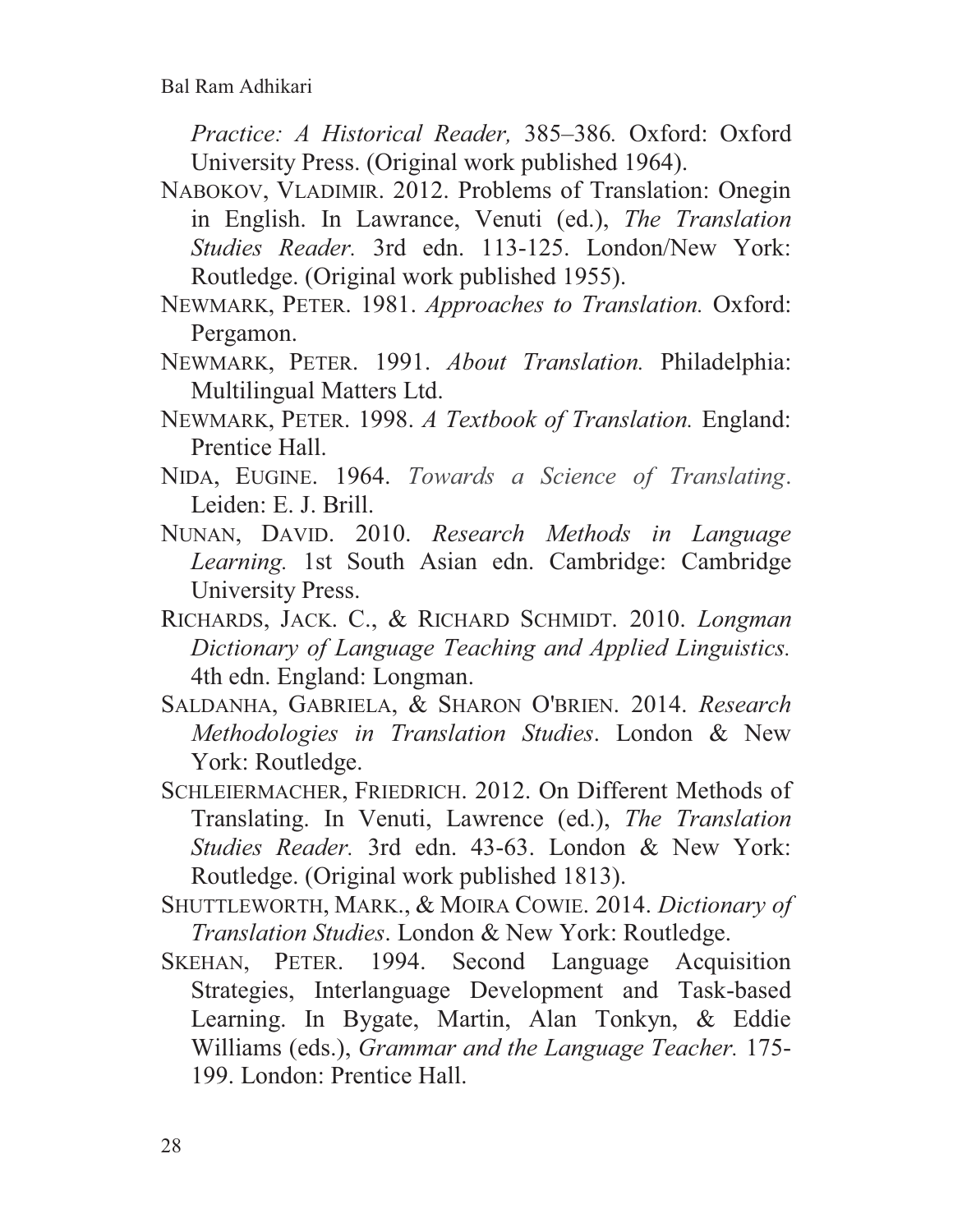*Practice: A Historical Reader,* 385–386. Oxford: Oxford University Press. (Original work published 1964).

NABOKOV, VLADIMIR. 2012. Problems of Translation: Onegin in English. In Lawrance, Venuti (ed.), *The Translation Studies Reader.* 3rd edn. 113-125. London/New York: Routledge. (Original work published 1955).

NEWMARK, PETER. 1981. *Approaches to Translation.* Oxford: Pergamon.

NEWMARK, PETER. 1991. *About Translation.* Philadelphia: Multilingual Matters Ltd.

NEWMARK, PETER. 1998. *A Textbook of Translation.* England: Prentice Hall.

NIDA, EUGINE. 1964. *Towards a Science of Translating*. Leiden: E. J. Brill.

NUNAN, DAVID. 2010. *Research Methods in Language Learning.* 1st South Asian edn. Cambridge: Cambridge University Press.

RICHARDS, JACK. C., & RICHARD SCHMIDT. 2010. *Longman Dictionary of Language Teaching and Applied Linguistics.* 4th edn. England: Longman.

SALDANHA, GABRIELA, & SHARON O'BRIEN. 2014. *Research Methodologies in Translation Studies*. London & New York: Routledge.

SCHLEIERMACHER, FRIEDRICH. 2012. On Different Methods of Translating. In Venuti, Lawrence (ed.), *The Translation Studies Reader.* 3rd edn. 43-63. London & New York: Routledge. (Original work published 1813).

SHUTTLEWORTH, MARK., & MOIRA COWIE. 2014. *Dictionary of Translation Studies*. London & New York: Routledge.

SKEHAN, PETER. 1994. Second Language Acquisition Strategies, Interlanguage Development and Task-based Learning. In Bygate, Martin, Alan Tonkyn, & Eddie Williams (eds.), *Grammar and the Language Teacher.* 175-199. London: Prentice Hall.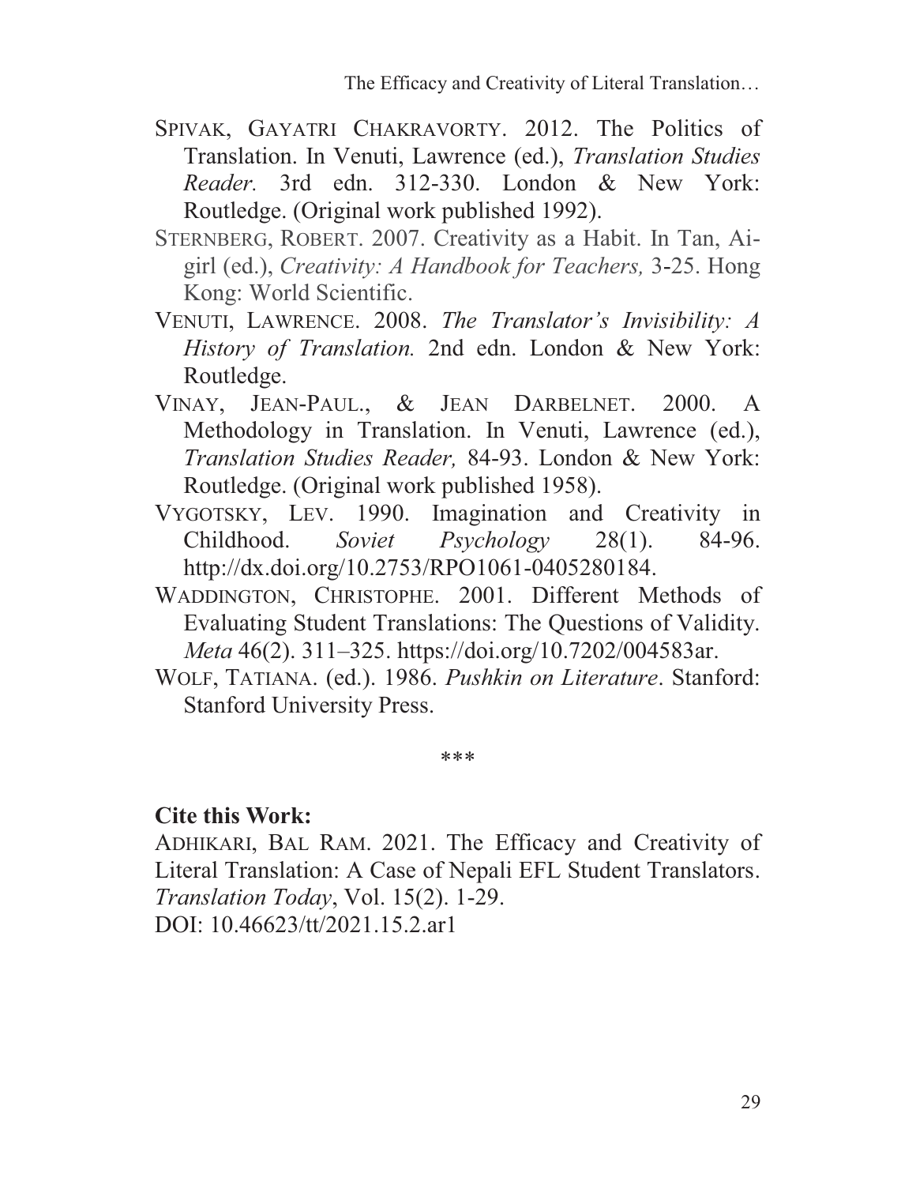SPIVAK, GAYATRI CHAKRAVORTY. 2012. The Politics of Translation. In Venuti, Lawrence (ed.), *Translation Studies Reader.* 3rd edn. 312-330. London & New York: Routledge. (Original work published 1992).

STERNBERG, ROBERT. 2007. Creativity as a Habit. In Tan, Ai-girl (ed.), *Creativity: A Handbook for Teachers,* 3-25. Hong Kong: World Scientific.

VENUTI, LAWRENCE. 2008. *The Translator's Invisibility: A History of Translation.* 2nd edn. London & New York: Routledge.

VINAY, JEAN-PAUL., & JEAN DARBELNET. 2000. A Methodology in Translation. In Venuti, Lawrence (ed.), *Translation Studies Reader,* 84-93. London & New York: Routledge. (Original work published 1958).

VYGOTSKY, LEV. 1990. Imagination and Creativity in Childhood. *Soviet Psychology* 28(1). 84-96. http://dx.doi.org/10.2753/RPO1061-0405280184.

WADDINGTON, CHRISTOPHE. 2001. Different Methods of Evaluating Student Translations: The Questions of Validity. *Meta* 46(2). 311–325. https://doi.org/10.7202/004583ar.

WOLF, TATIANA. (ed.). 1986. *Pushkin on Literature*. Stanford: Stanford University Press.

\*\*\*

**Cite this Work:**

ADHIKARI, BAL RAM. 2021. The Efficacy and Creativity of Literal Translation: A Case of Nepali EFL Student Translators. *Translation Today*, Vol. 15(2). 1-29.
DOI: 10.46623/tt/2021.15.2.ar1